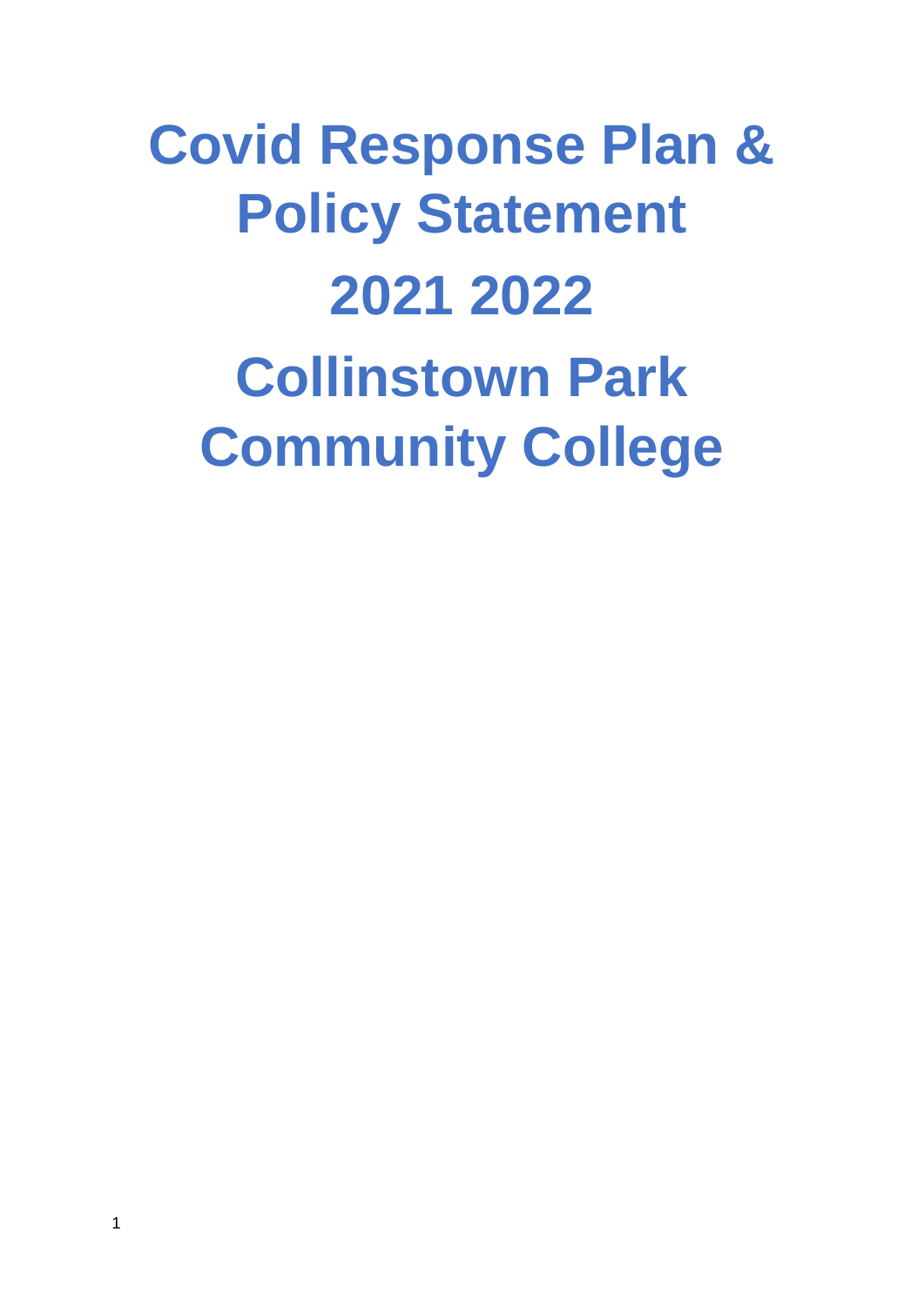# Covid Response Plan & Policy Statement

# 2021 2022

# Collinstown Park Community College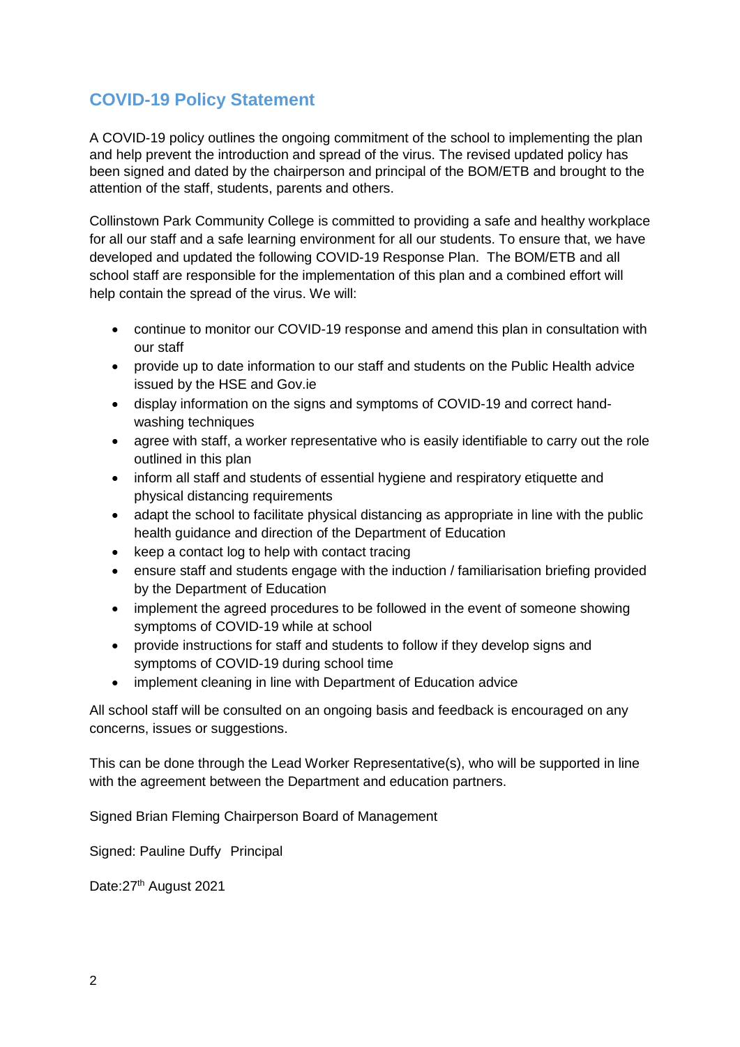## COVID-19 Policy Statement

A COVID-19 policy outlines the ongoing commitment of the school to implementing the plan and help prevent the introduction and spread of the virus. The revised updated policy has been signed and dated by the chairperson and principal of the BOM/ETB and brought to the attention of the staff, students, parents and others.

Collinstown Park Community College is committed to providing a safe and healthy workplace for all our staff and a safe learning environment for all our students. To ensure that, we have developed and updated the following COVID-19 Response Plan. The BOM/ETB and all school staff are responsible for the implementation of this plan and a combined effort will help contain the spread of the virus. We will:

- continue to monitor our COVID-19 response and amend this plan in consultation with our staff
- provide up to date information to our staff and students on the Public Health advice issued by the HSE and Gov.ie
- display information on the signs and symptoms of COVID-19 and correct hand-washing techniques
- agree with staff, a worker representative who is easily identifiable to carry out the role outlined in this plan
- inform all staff and students of essential hygiene and respiratory etiquette and physical distancing requirements
- adapt the school to facilitate physical distancing as appropriate in line with the public health guidance and direction of the Department of Education
- keep a contact log to help with contact tracing
- ensure staff and students engage with the induction / familiarisation briefing provided by the Department of Education
- implement the agreed procedures to be followed in the event of someone showing symptoms of COVID-19 while at school
- provide instructions for staff and students to follow if they develop signs and symptoms of COVID-19 during school time
- implement cleaning in line with Department of Education advice

All school staff will be consulted on an ongoing basis and feedback is encouraged on any concerns, issues or suggestions.

This can be done through the Lead Worker Representative(s), who will be supported in line with the agreement between the Department and education partners.

Signed Brian Fleming Chairperson Board of Management

Signed: Pauline Duffy Principal

Date:27th August 2021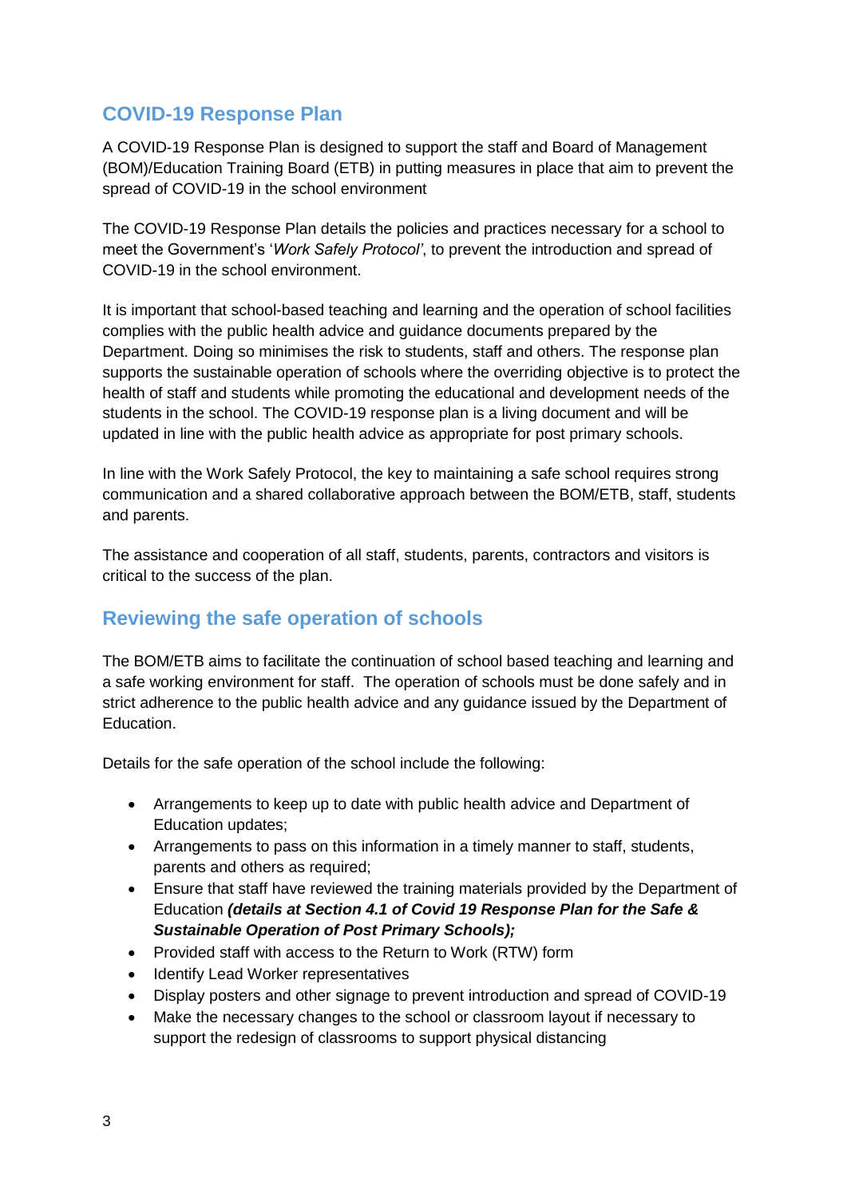## COVID-19 Response Plan

A COVID-19 Response Plan is designed to support the staff and Board of Management (BOM)/Education Training Board (ETB) in putting measures in place that aim to prevent the spread of COVID-19 in the school environment

The COVID-19 Response Plan details the policies and practices necessary for a school to meet the Government's '*Work Safely Protocol'*, to prevent the introduction and spread of COVID-19 in the school environment.

It is important that school-based teaching and learning and the operation of school facilities complies with the public health advice and guidance documents prepared by the Department. Doing so minimises the risk to students, staff and others. The response plan supports the sustainable operation of schools where the overriding objective is to protect the health of staff and students while promoting the educational and development needs of the students in the school. The COVID-19 response plan is a living document and will be updated in line with the public health advice as appropriate for post primary schools.

In line with the Work Safely Protocol, the key to maintaining a safe school requires strong communication and a shared collaborative approach between the BOM/ETB, staff, students and parents.

The assistance and cooperation of all staff, students, parents, contractors and visitors is critical to the success of the plan.

## Reviewing the safe operation of schools

The BOM/ETB aims to facilitate the continuation of school based teaching and learning and a safe working environment for staff. The operation of schools must be done safely and in strict adherence to the public health advice and any guidance issued by the Department of Education.

Details for the safe operation of the school include the following:

- Arrangements to keep up to date with public health advice and Department of Education updates;
- Arrangements to pass on this information in a timely manner to staff, students, parents and others as required;
- Ensure that staff have reviewed the training materials provided by the Department of Education ***(details at Section 4.1 of Covid 19 Response Plan for the Safe & Sustainable Operation of Post Primary Schools);***
- Provided staff with access to the Return to Work (RTW) form
- Identify Lead Worker representatives
- Display posters and other signage to prevent introduction and spread of COVID-19
- Make the necessary changes to the school or classroom layout if necessary to support the redesign of classrooms to support physical distancing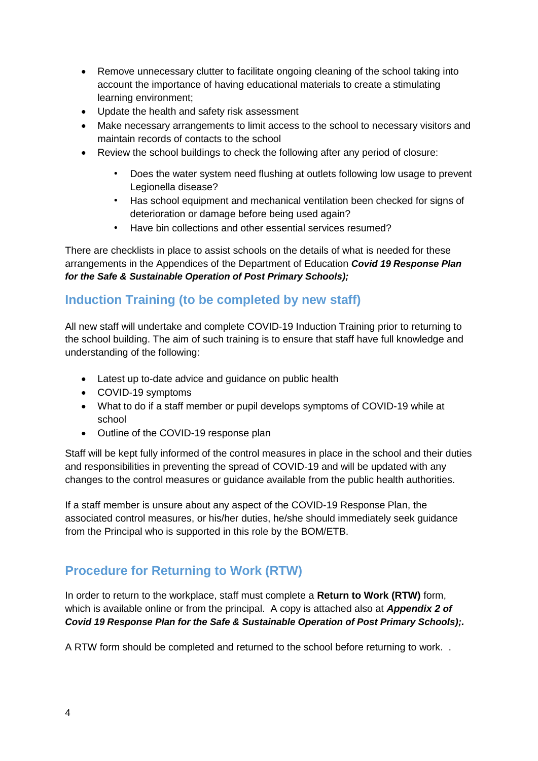- Remove unnecessary clutter to facilitate ongoing cleaning of the school taking into account the importance of having educational materials to create a stimulating learning environment;
- Update the health and safety risk assessment
- Make necessary arrangements to limit access to the school to necessary visitors and maintain records of contacts to the school
- Review the school buildings to check the following after any period of closure:
    - Does the water system need flushing at outlets following low usage to prevent Legionella disease?
    - Has school equipment and mechanical ventilation been checked for signs of deterioration or damage before being used again?
    - Have bin collections and other essential services resumed?

There are checklists in place to assist schools on the details of what is needed for these arrangements in the Appendices of the Department of Education ***Covid 19 Response Plan for the Safe & Sustainable Operation of Post Primary Schools);***

## Induction Training (to be completed by new staff)

All new staff will undertake and complete COVID-19 Induction Training prior to returning to the school building. The aim of such training is to ensure that staff have full knowledge and understanding of the following:

- Latest up to-date advice and guidance on public health
- COVID-19 symptoms
- What to do if a staff member or pupil develops symptoms of COVID-19 while at school
- Outline of the COVID-19 response plan

Staff will be kept fully informed of the control measures in place in the school and their duties and responsibilities in preventing the spread of COVID-19 and will be updated with any changes to the control measures or guidance available from the public health authorities.

If a staff member is unsure about any aspect of the COVID-19 Response Plan, the associated control measures, or his/her duties, he/she should immediately seek guidance from the Principal who is supported in this role by the BOM/ETB.

## Procedure for Returning to Work (RTW)

In order to return to the workplace, staff must complete a **Return to Work (RTW)** form, which is available online or from the principal. A copy is attached also at ***Appendix 2 of Covid 19 Response Plan for the Safe & Sustainable Operation of Post Primary Schools);.***

A RTW form should be completed and returned to the school before returning to work. .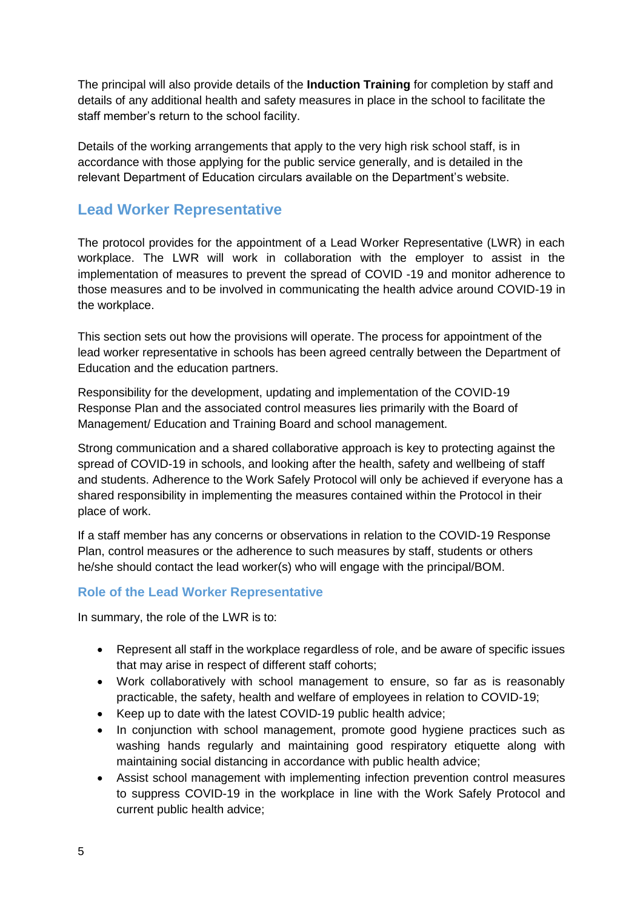The principal will also provide details of the **Induction Training** for completion by staff and details of any additional health and safety measures in place in the school to facilitate the staff member's return to the school facility.

Details of the working arrangements that apply to the very high risk school staff, is in accordance with those applying for the public service generally, and is detailed in the relevant Department of Education circulars available on the Department's website.

## Lead Worker Representative

The protocol provides for the appointment of a Lead Worker Representative (LWR) in each workplace. The LWR will work in collaboration with the employer to assist in the implementation of measures to prevent the spread of COVID -19 and monitor adherence to those measures and to be involved in communicating the health advice around COVID-19 in the workplace.

This section sets out how the provisions will operate. The process for appointment of the lead worker representative in schools has been agreed centrally between the Department of Education and the education partners.

Responsibility for the development, updating and implementation of the COVID-19 Response Plan and the associated control measures lies primarily with the Board of Management/ Education and Training Board and school management.

Strong communication and a shared collaborative approach is key to protecting against the spread of COVID-19 in schools, and looking after the health, safety and wellbeing of staff and students. Adherence to the Work Safely Protocol will only be achieved if everyone has a shared responsibility in implementing the measures contained within the Protocol in their place of work.

If a staff member has any concerns or observations in relation to the COVID-19 Response Plan, control measures or the adherence to such measures by staff, students or others he/she should contact the lead worker(s) who will engage with the principal/BOM.

### Role of the Lead Worker Representative

In summary, the role of the LWR is to:

- Represent all staff in the workplace regardless of role, and be aware of specific issues that may arise in respect of different staff cohorts;
- Work collaboratively with school management to ensure, so far as is reasonably practicable, the safety, health and welfare of employees in relation to COVID-19;
- Keep up to date with the latest COVID-19 public health advice;
- In conjunction with school management, promote good hygiene practices such as washing hands regularly and maintaining good respiratory etiquette along with maintaining social distancing in accordance with public health advice;
- Assist school management with implementing infection prevention control measures to suppress COVID-19 in the workplace in line with the Work Safely Protocol and current public health advice;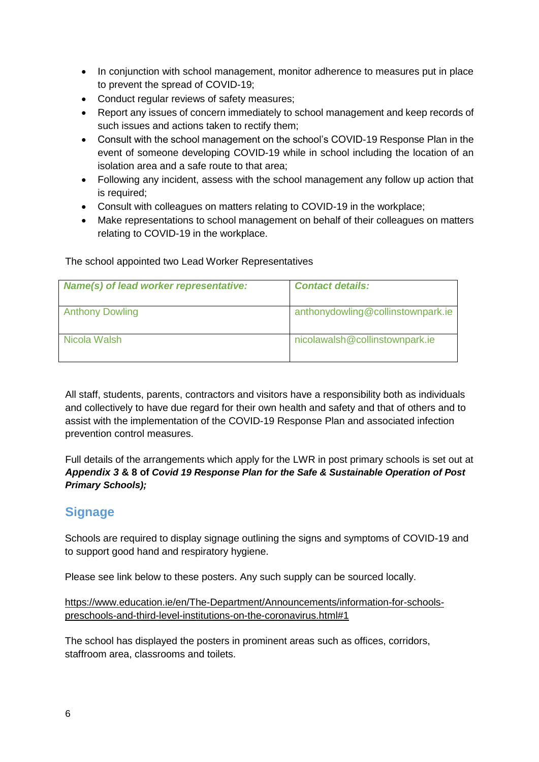- In conjunction with school management, monitor adherence to measures put in place to prevent the spread of COVID-19;
- Conduct regular reviews of safety measures;
- Report any issues of concern immediately to school management and keep records of such issues and actions taken to rectify them;
- Consult with the school management on the school's COVID-19 Response Plan in the event of someone developing COVID-19 while in school including the location of an isolation area and a safe route to that area;
- Following any incident, assess with the school management any follow up action that is required;
- Consult with colleagues on matters relating to COVID-19 in the workplace;
- Make representations to school management on behalf of their colleagues on matters relating to COVID-19 in the workplace.

The school appointed two Lead Worker Representatives

| ***Name(s) of lead worker representative:*** | ***Contact details:*** |
| --- | --- |
| Anthony Dowling | anthonydowling@collinstownpark.ie |
| Nicola Walsh | nicolawalsh@collinstownpark.ie |

All staff, students, parents, contractors and visitors have a responsibility both as individuals and collectively to have due regard for their own health and safety and that of others and to assist with the implementation of the COVID-19 Response Plan and associated infection prevention control measures.

Full details of the arrangements which apply for the LWR in post primary schools is set out at ***Appendix 3* & 8 of *Covid 19 Response Plan for the Safe & Sustainable Operation of Post Primary Schools);***

## Signage

Schools are required to display signage outlining the signs and symptoms of COVID-19 and to support good hand and respiratory hygiene.

Please see link below to these posters. Any such supply can be sourced locally.

https://www.education.ie/en/The-Department/Announcements/information-for-schools-preschools-and-third-level-institutions-on-the-coronavirus.html#1

The school has displayed the posters in prominent areas such as offices, corridors, staffroom area, classrooms and toilets.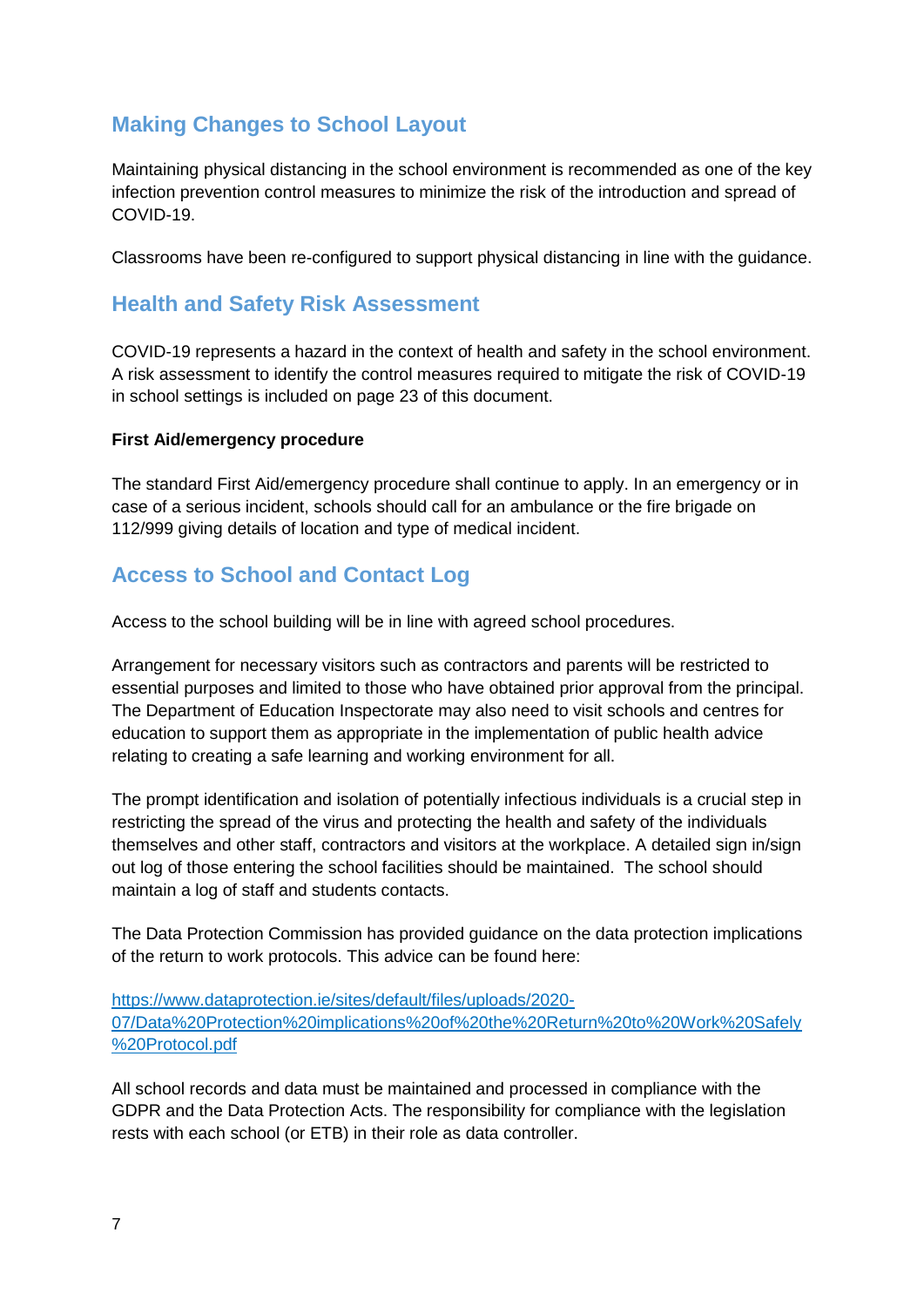## Making Changes to School Layout

Maintaining physical distancing in the school environment is recommended as one of the key infection prevention control measures to minimize the risk of the introduction and spread of COVID-19.

Classrooms have been re-configured to support physical distancing in line with the guidance.

## Health and Safety Risk Assessment

COVID-19 represents a hazard in the context of health and safety in the school environment. A risk assessment to identify the control measures required to mitigate the risk of COVID-19 in school settings is included on page 23 of this document.

**First Aid/emergency procedure**

The standard First Aid/emergency procedure shall continue to apply. In an emergency or in case of a serious incident, schools should call for an ambulance or the fire brigade on 112/999 giving details of location and type of medical incident.

## Access to School and Contact Log

Access to the school building will be in line with agreed school procedures.

Arrangement for necessary visitors such as contractors and parents will be restricted to essential purposes and limited to those who have obtained prior approval from the principal. The Department of Education Inspectorate may also need to visit schools and centres for education to support them as appropriate in the implementation of public health advice relating to creating a safe learning and working environment for all.

The prompt identification and isolation of potentially infectious individuals is a crucial step in restricting the spread of the virus and protecting the health and safety of the individuals themselves and other staff, contractors and visitors at the workplace. A detailed sign in/sign out log of those entering the school facilities should be maintained. The school should maintain a log of staff and students contacts.

The Data Protection Commission has provided guidance on the data protection implications of the return to work protocols. This advice can be found here:

https://www.dataprotection.ie/sites/default/files/uploads/2020-07/Data%20Protection%20implications%20of%20the%20Return%20to%20Work%20Safely%20Protocol.pdf

All school records and data must be maintained and processed in compliance with the GDPR and the Data Protection Acts. The responsibility for compliance with the legislation rests with each school (or ETB) in their role as data controller.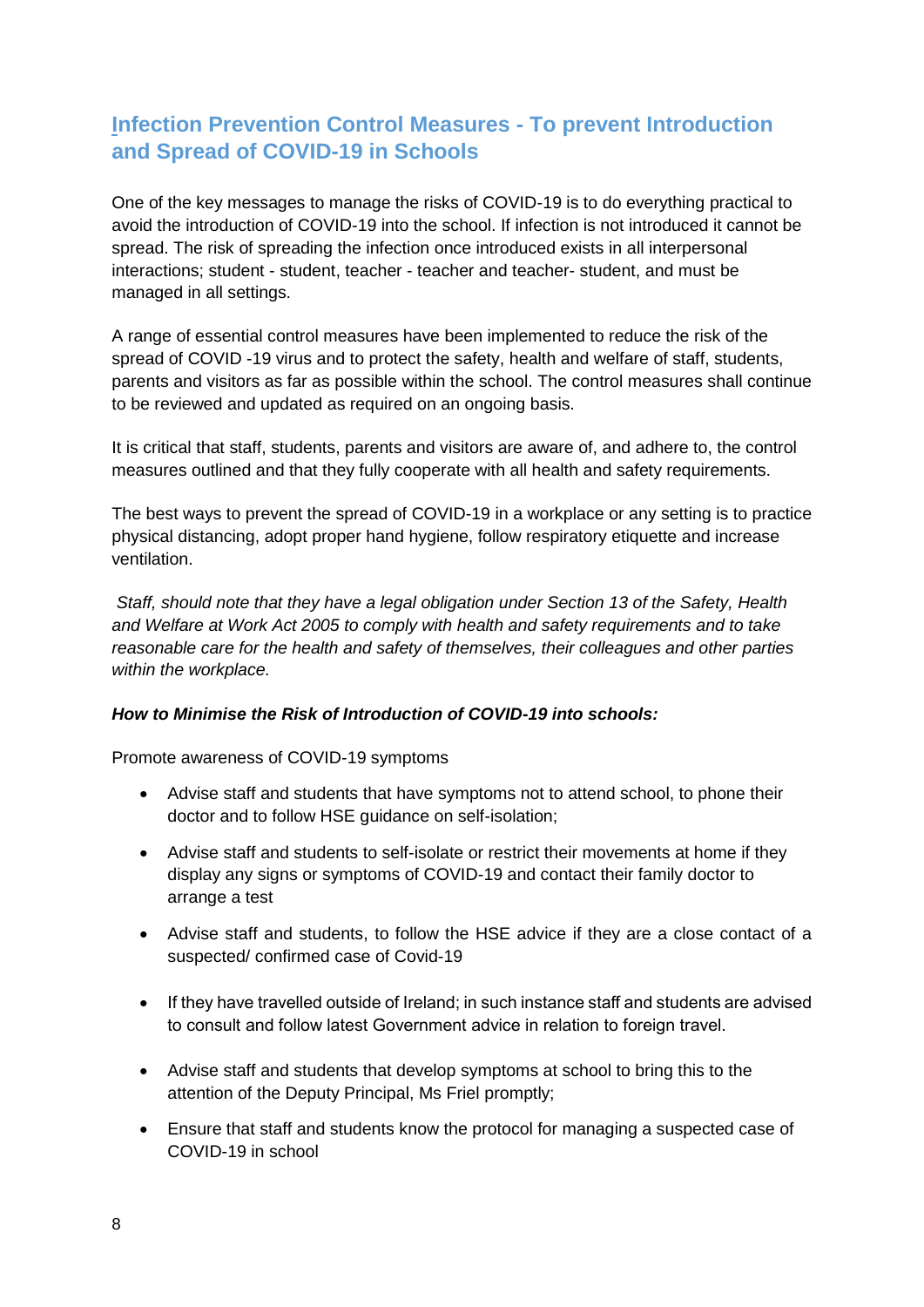## Infection Prevention Control Measures - To prevent Introduction and Spread of COVID-19 in Schools

One of the key messages to manage the risks of COVID-19 is to do everything practical to avoid the introduction of COVID-19 into the school. If infection is not introduced it cannot be spread. The risk of spreading the infection once introduced exists in all interpersonal interactions; student - student, teacher - teacher and teacher- student, and must be managed in all settings.

A range of essential control measures have been implemented to reduce the risk of the spread of COVID -19 virus and to protect the safety, health and welfare of staff, students, parents and visitors as far as possible within the school. The control measures shall continue to be reviewed and updated as required on an ongoing basis.

It is critical that staff, students, parents and visitors are aware of, and adhere to, the control measures outlined and that they fully cooperate with all health and safety requirements.

The best ways to prevent the spread of COVID-19 in a workplace or any setting is to practice physical distancing, adopt proper hand hygiene, follow respiratory etiquette and increase ventilation.

*Staff, should note that they have a legal obligation under Section 13 of the Safety, Health and Welfare at Work Act 2005 to comply with health and safety requirements and to take reasonable care for the health and safety of themselves, their colleagues and other parties within the workplace.*

***How to Minimise the Risk of Introduction of COVID-19 into schools:***

Promote awareness of COVID-19 symptoms

- Advise staff and students that have symptoms not to attend school, to phone their doctor and to follow HSE guidance on self-isolation;
- Advise staff and students to self-isolate or restrict their movements at home if they display any signs or symptoms of COVID-19 and contact their family doctor to arrange a test
- Advise staff and students, to follow the HSE advice if they are a close contact of a suspected/ confirmed case of Covid-19
- If they have travelled outside of Ireland; in such instance staff and students are advised to consult and follow latest Government advice in relation to foreign travel.
- Advise staff and students that develop symptoms at school to bring this to the attention of the Deputy Principal, Ms Friel promptly;
- Ensure that staff and students know the protocol for managing a suspected case of COVID-19 in school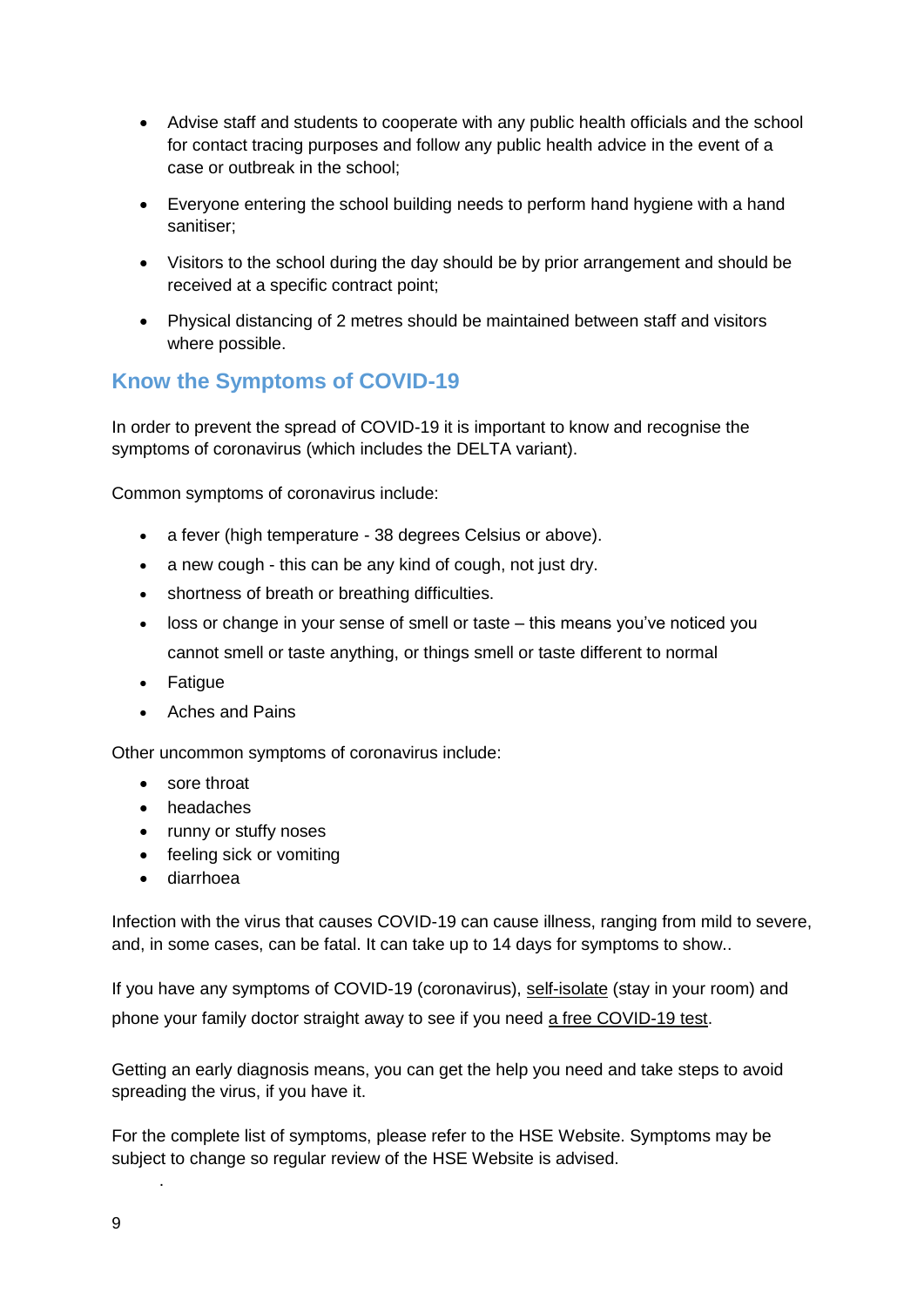- Advise staff and students to cooperate with any public health officials and the school for contact tracing purposes and follow any public health advice in the event of a case or outbreak in the school;
- Everyone entering the school building needs to perform hand hygiene with a hand sanitiser;
- Visitors to the school during the day should be by prior arrangement and should be received at a specific contract point;
- Physical distancing of 2 metres should be maintained between staff and visitors where possible.

## Know the Symptoms of COVID-19

In order to prevent the spread of COVID-19 it is important to know and recognise the symptoms of coronavirus (which includes the DELTA variant).

Common symptoms of coronavirus include:

- a fever (high temperature - 38 degrees Celsius or above).
- a new cough - this can be any kind of cough, not just dry.
- shortness of breath or breathing difficulties.
- loss or change in your sense of smell or taste – this means you've noticed you cannot smell or taste anything, or things smell or taste different to normal
- Fatigue
- Aches and Pains

Other uncommon symptoms of coronavirus include:

- sore throat
- headaches
- runny or stuffy noses
- feeling sick or vomiting
- diarrhoea

Infection with the virus that causes COVID-19 can cause illness, ranging from mild to severe, and, in some cases, can be fatal. It can take up to 14 days for symptoms to show..

If you have any symptoms of COVID-19 (coronavirus), self-isolate (stay in your room) and phone your family doctor straight away to see if you need a free COVID-19 test.

Getting an early diagnosis means, you can get the help you need and take steps to avoid spreading the virus, if you have it.

For the complete list of symptoms, please refer to the HSE Website. Symptoms may be subject to change so regular review of the HSE Website is advised.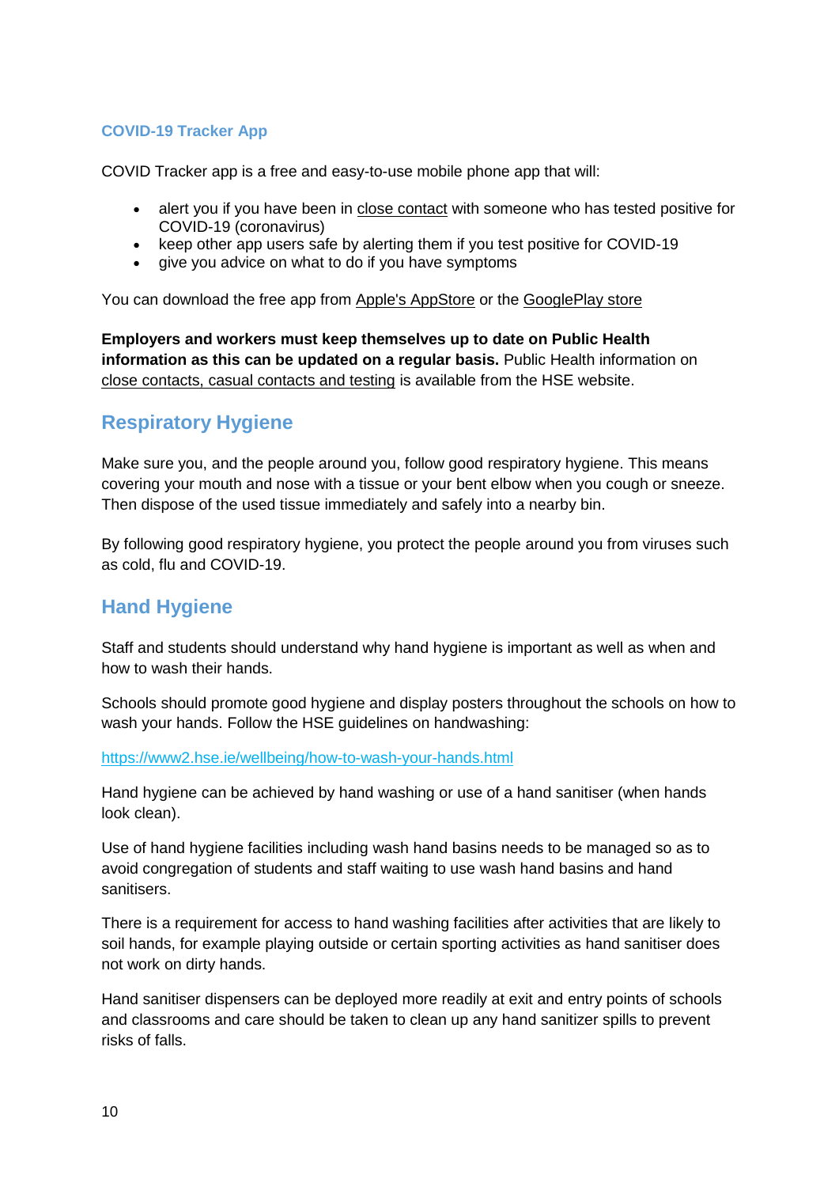### COVID-19 Tracker App

COVID Tracker app is a free and easy-to-use mobile phone app that will:

- alert you if you have been in close contact with someone who has tested positive for COVID-19 (coronavirus)
- keep other app users safe by alerting them if you test positive for COVID-19
- give you advice on what to do if you have symptoms

You can download the free app from Apple's AppStore or the GooglePlay store

**Employers and workers must keep themselves up to date on Public Health information as this can be updated on a regular basis.** Public Health information on close contacts, casual contacts and testing is available from the HSE website.

## Respiratory Hygiene

Make sure you, and the people around you, follow good respiratory hygiene. This means covering your mouth and nose with a tissue or your bent elbow when you cough or sneeze. Then dispose of the used tissue immediately and safely into a nearby bin.

By following good respiratory hygiene, you protect the people around you from viruses such as cold, flu and COVID-19.

## Hand Hygiene

Staff and students should understand why hand hygiene is important as well as when and how to wash their hands.

Schools should promote good hygiene and display posters throughout the schools on how to wash your hands. Follow the HSE guidelines on handwashing:

https://www2.hse.ie/wellbeing/how-to-wash-your-hands.html

Hand hygiene can be achieved by hand washing or use of a hand sanitiser (when hands look clean).

Use of hand hygiene facilities including wash hand basins needs to be managed so as to avoid congregation of students and staff waiting to use wash hand basins and hand sanitisers.

There is a requirement for access to hand washing facilities after activities that are likely to soil hands, for example playing outside or certain sporting activities as hand sanitiser does not work on dirty hands.

Hand sanitiser dispensers can be deployed more readily at exit and entry points of schools and classrooms and care should be taken to clean up any hand sanitizer spills to prevent risks of falls.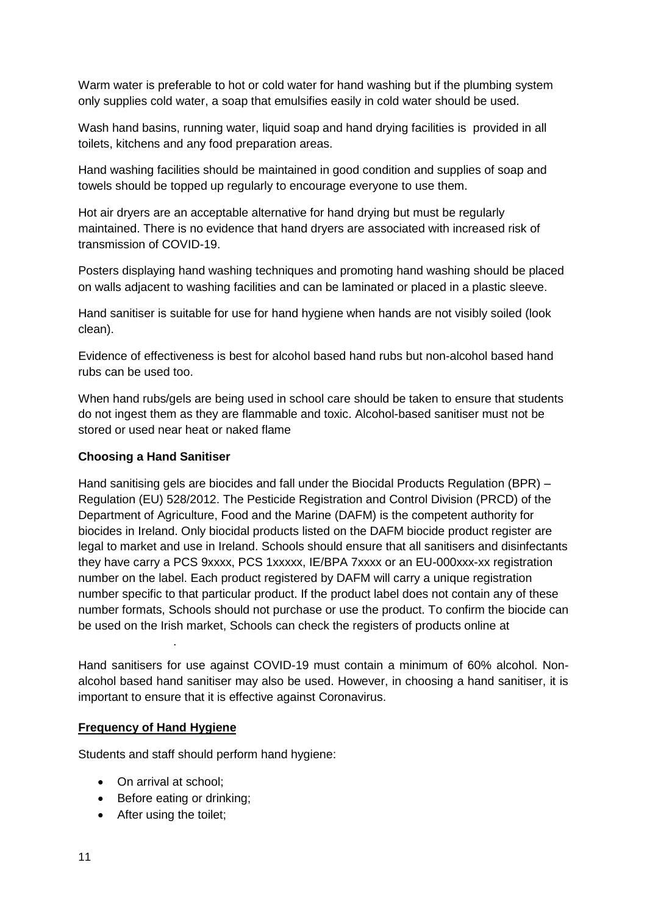Warm water is preferable to hot or cold water for hand washing but if the plumbing system only supplies cold water, a soap that emulsifies easily in cold water should be used.

Wash hand basins, running water, liquid soap and hand drying facilities is provided in all toilets, kitchens and any food preparation areas.

Hand washing facilities should be maintained in good condition and supplies of soap and towels should be topped up regularly to encourage everyone to use them.

Hot air dryers are an acceptable alternative for hand drying but must be regularly maintained. There is no evidence that hand dryers are associated with increased risk of transmission of COVID-19.

Posters displaying hand washing techniques and promoting hand washing should be placed on walls adjacent to washing facilities and can be laminated or placed in a plastic sleeve.

Hand sanitiser is suitable for use for hand hygiene when hands are not visibly soiled (look clean).

Evidence of effectiveness is best for alcohol based hand rubs but non-alcohol based hand rubs can be used too.

When hand rubs/gels are being used in school care should be taken to ensure that students do not ingest them as they are flammable and toxic. Alcohol-based sanitiser must not be stored or used near heat or naked flame

**Choosing a Hand Sanitiser**

Hand sanitising gels are biocides and fall under the Biocidal Products Regulation (BPR) – Regulation (EU) 528/2012. The Pesticide Registration and Control Division (PRCD) of the Department of Agriculture, Food and the Marine (DAFM) is the competent authority for biocides in Ireland. Only biocidal products listed on the DAFM biocide product register are legal to market and use in Ireland. Schools should ensure that all sanitisers and disinfectants they have carry a PCS 9xxxx, PCS 1xxxxx, IE/BPA 7xxxx or an EU-000xxx-xx registration number on the label. Each product registered by DAFM will carry a unique registration number specific to that particular product. If the product label does not contain any of these number formats, Schools should not purchase or use the product. To confirm the biocide can be used on the Irish market, Schools can check the registers of products online at

.

Hand sanitisers for use against COVID-19 must contain a minimum of 60% alcohol. Non-alcohol based hand sanitiser may also be used. However, in choosing a hand sanitiser, it is important to ensure that it is effective against Coronavirus.

**Frequency of Hand Hygiene**

Students and staff should perform hand hygiene:

- On arrival at school;
- Before eating or drinking;
- After using the toilet;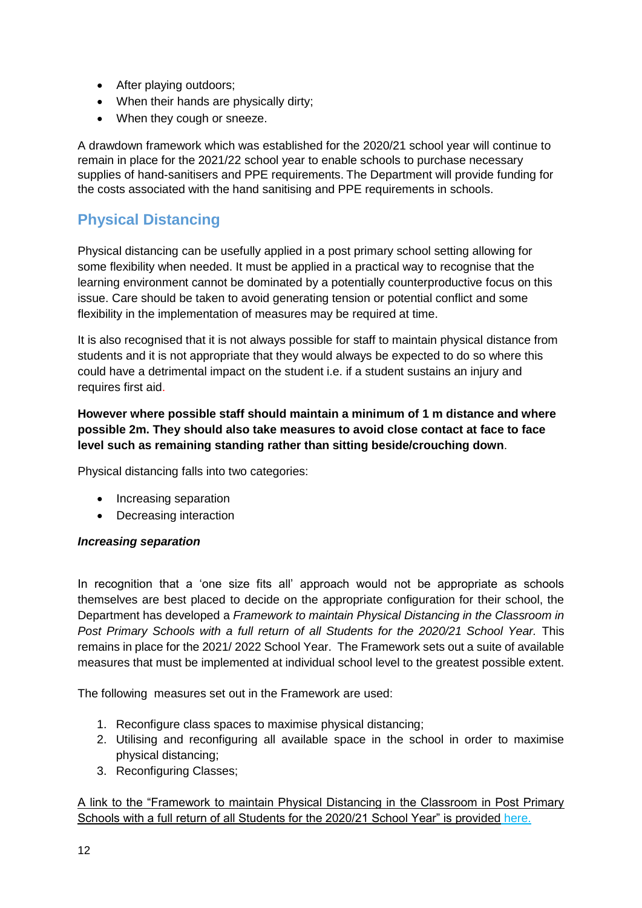- After playing outdoors;
- When their hands are physically dirty;
- When they cough or sneeze.

A drawdown framework which was established for the 2020/21 school year will continue to remain in place for the 2021/22 school year to enable schools to purchase necessary supplies of hand-sanitisers and PPE requirements. The Department will provide funding for the costs associated with the hand sanitising and PPE requirements in schools.

## Physical Distancing

Physical distancing can be usefully applied in a post primary school setting allowing for some flexibility when needed. It must be applied in a practical way to recognise that the learning environment cannot be dominated by a potentially counterproductive focus on this issue. Care should be taken to avoid generating tension or potential conflict and some flexibility in the implementation of measures may be required at time.

It is also recognised that it is not always possible for staff to maintain physical distance from students and it is not appropriate that they would always be expected to do so where this could have a detrimental impact on the student i.e. if a student sustains an injury and requires first aid.

**However where possible staff should maintain a minimum of 1 m distance and where possible 2m. They should also take measures to avoid close contact at face to face level such as remaining standing rather than sitting beside/crouching down**.

Physical distancing falls into two categories:

- Increasing separation
- Decreasing interaction

***Increasing separation***

In recognition that a 'one size fits all' approach would not be appropriate as schools themselves are best placed to decide on the appropriate configuration for their school, the Department has developed a *Framework to maintain Physical Distancing in the Classroom in Post Primary Schools with a full return of all Students for the 2020/21 School Year.* This remains in place for the 2021/ 2022 School Year. The Framework sets out a suite of available measures that must be implemented at individual school level to the greatest possible extent.

The following measures set out in the Framework are used:

1. Reconfigure class spaces to maximise physical distancing;
2. Utilising and reconfiguring all available space in the school in order to maximise physical distancing;
3. Reconfiguring Classes;

A link to the "Framework to maintain Physical Distancing in the Classroom in Post Primary Schools with a full return of all Students for the 2020/21 School Year" is provided here.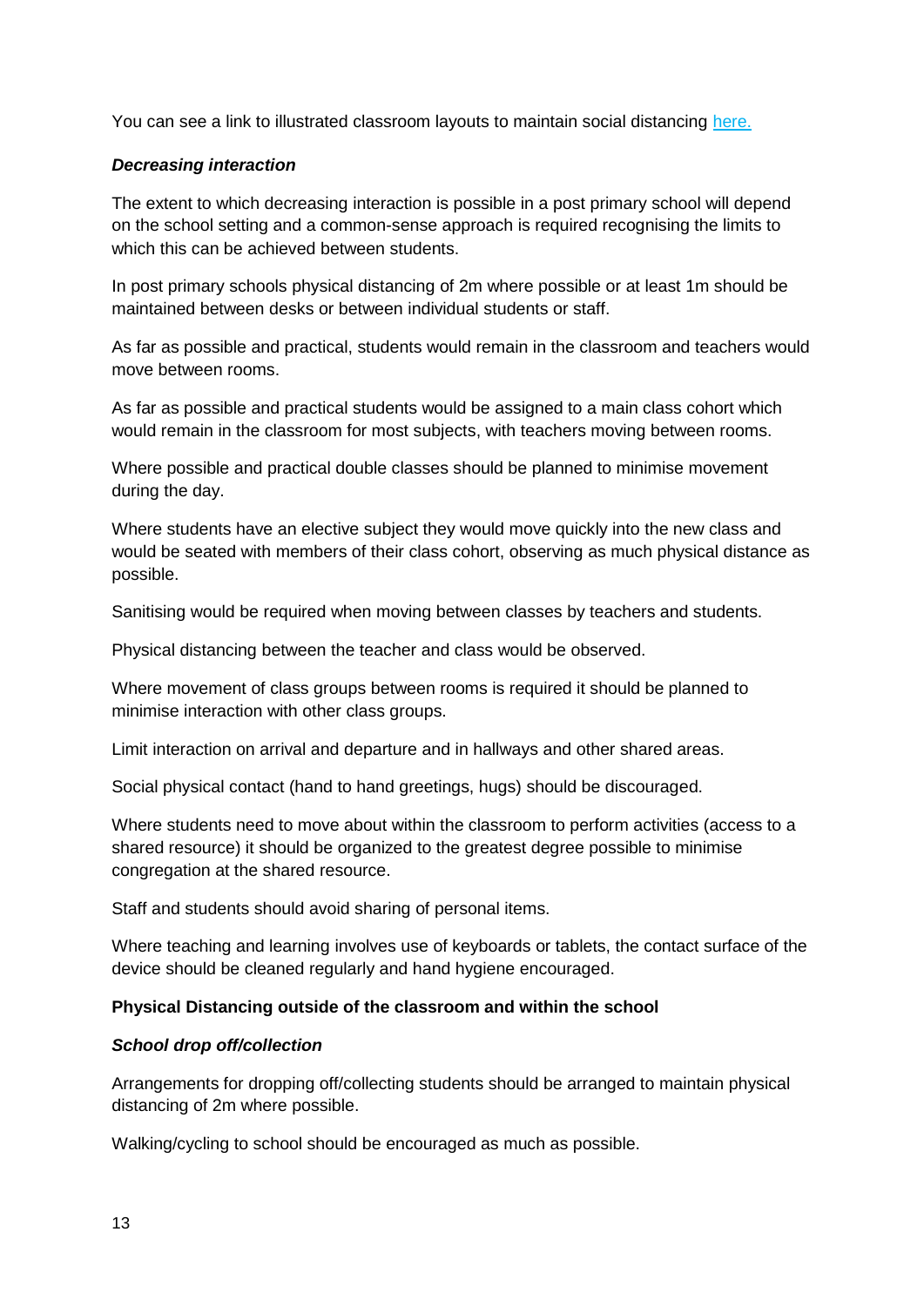You can see a link to illustrated classroom layouts to maintain social distancing [here.]()

***Decreasing interaction***

The extent to which decreasing interaction is possible in a post primary school will depend on the school setting and a common-sense approach is required recognising the limits to which this can be achieved between students.

In post primary schools physical distancing of 2m where possible or at least 1m should be maintained between desks or between individual students or staff.

As far as possible and practical, students would remain in the classroom and teachers would move between rooms.

As far as possible and practical students would be assigned to a main class cohort which would remain in the classroom for most subjects, with teachers moving between rooms.

Where possible and practical double classes should be planned to minimise movement during the day.

Where students have an elective subject they would move quickly into the new class and would be seated with members of their class cohort, observing as much physical distance as possible.

Sanitising would be required when moving between classes by teachers and students.

Physical distancing between the teacher and class would be observed.

Where movement of class groups between rooms is required it should be planned to minimise interaction with other class groups.

Limit interaction on arrival and departure and in hallways and other shared areas.

Social physical contact (hand to hand greetings, hugs) should be discouraged.

Where students need to move about within the classroom to perform activities (access to a shared resource) it should be organized to the greatest degree possible to minimise congregation at the shared resource.

Staff and students should avoid sharing of personal items.

Where teaching and learning involves use of keyboards or tablets, the contact surface of the device should be cleaned regularly and hand hygiene encouraged.

**Physical Distancing outside of the classroom and within the school**

***School drop off/collection***

Arrangements for dropping off/collecting students should be arranged to maintain physical distancing of 2m where possible.

Walking/cycling to school should be encouraged as much as possible.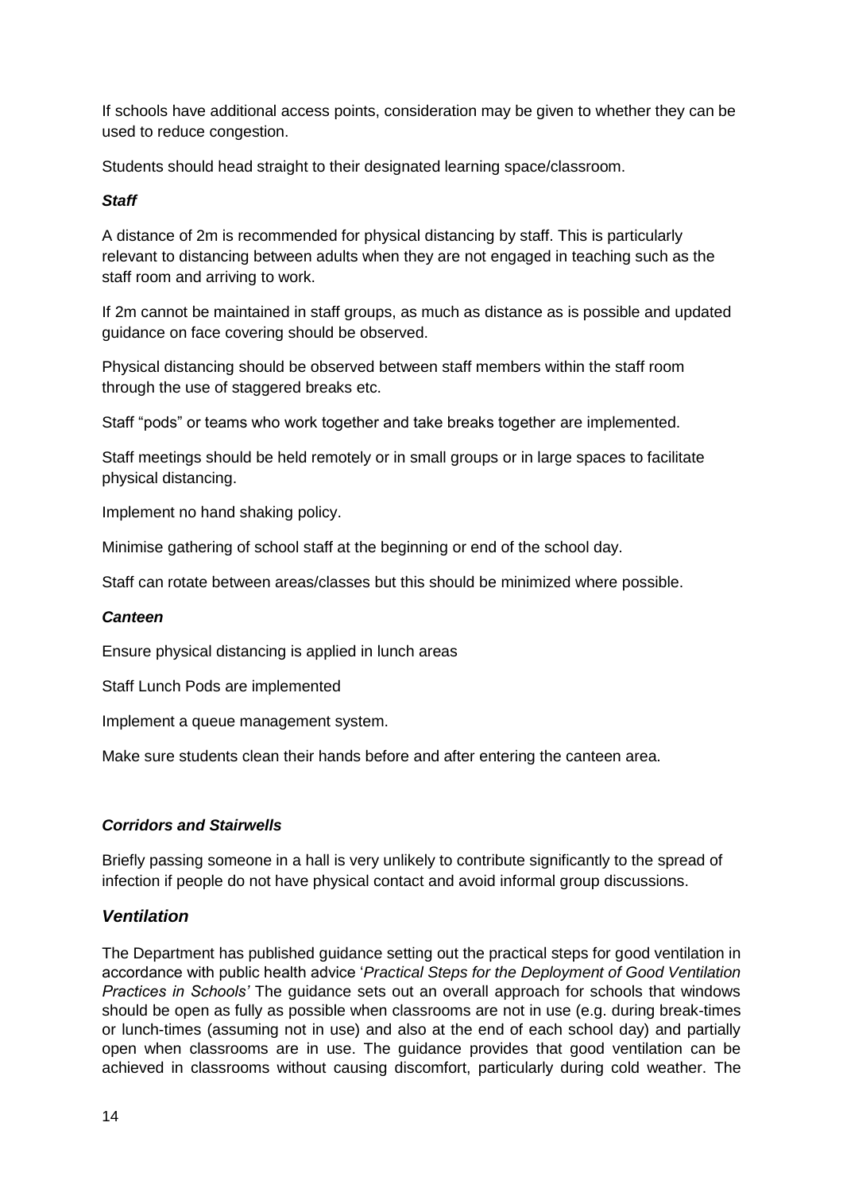If schools have additional access points, consideration may be given to whether they can be used to reduce congestion.

Students should head straight to their designated learning space/classroom.

#### *Staff*

A distance of 2m is recommended for physical distancing by staff. This is particularly relevant to distancing between adults when they are not engaged in teaching such as the staff room and arriving to work.

If 2m cannot be maintained in staff groups, as much as distance as is possible and updated guidance on face covering should be observed.

Physical distancing should be observed between staff members within the staff room through the use of staggered breaks etc.

Staff "pods" or teams who work together and take breaks together are implemented.

Staff meetings should be held remotely or in small groups or in large spaces to facilitate physical distancing.

Implement no hand shaking policy.

Minimise gathering of school staff at the beginning or end of the school day.

Staff can rotate between areas/classes but this should be minimized where possible.

#### *Canteen*

Ensure physical distancing is applied in lunch areas

Staff Lunch Pods are implemented

Implement a queue management system.

Make sure students clean their hands before and after entering the canteen area.

#### *Corridors and Stairwells*

Briefly passing someone in a hall is very unlikely to contribute significantly to the spread of infection if people do not have physical contact and avoid informal group discussions.

### *Ventilation*

The Department has published guidance setting out the practical steps for good ventilation in accordance with public health advice '*Practical Steps for the Deployment of Good Ventilation Practices in Schools'* The guidance sets out an overall approach for schools that windows should be open as fully as possible when classrooms are not in use (e.g. during break-times or lunch-times (assuming not in use) and also at the end of each school day) and partially open when classrooms are in use. The guidance provides that good ventilation can be achieved in classrooms without causing discomfort, particularly during cold weather. The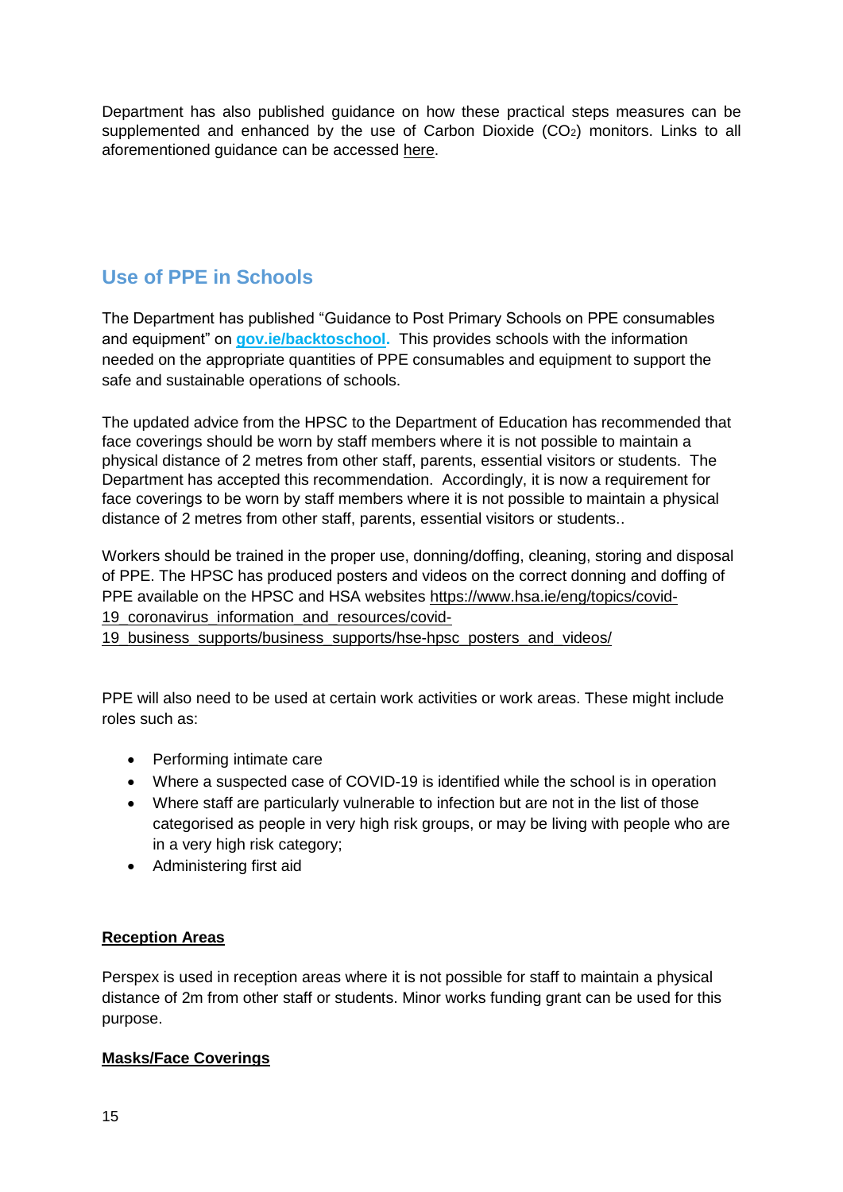Department has also published guidance on how these practical steps measures can be supplemented and enhanced by the use of Carbon Dioxide ($CO_2$) monitors. Links to all aforementioned guidance can be accessed here.

## Use of PPE in Schools

The Department has published "Guidance to Post Primary Schools on PPE consumables and equipment" on **gov.ie/backtoschool.** This provides schools with the information needed on the appropriate quantities of PPE consumables and equipment to support the safe and sustainable operations of schools.

The updated advice from the HPSC to the Department of Education has recommended that face coverings should be worn by staff members where it is not possible to maintain a physical distance of 2 metres from other staff, parents, essential visitors or students. The Department has accepted this recommendation. Accordingly, it is now a requirement for face coverings to be worn by staff members where it is not possible to maintain a physical distance of 2 metres from other staff, parents, essential visitors or students..

Workers should be trained in the proper use, donning/doffing, cleaning, storing and disposal of PPE. The HPSC has produced posters and videos on the correct donning and doffing of PPE available on the HPSC and HSA websites https://www.hsa.ie/eng/topics/covid-19_coronavirus_information_and_resources/covid-19_business_supports/business_supports/hse-hpsc_posters_and_videos/

PPE will also need to be used at certain work activities or work areas. These might include roles such as:

- Performing intimate care
- Where a suspected case of COVID-19 is identified while the school is in operation
- Where staff are particularly vulnerable to infection but are not in the list of those categorised as people in very high risk groups, or may be living with people who are in a very high risk category;
- Administering first aid

**Reception Areas**

Perspex is used in reception areas where it is not possible for staff to maintain a physical distance of 2m from other staff or students. Minor works funding grant can be used for this purpose.

**Masks/Face Coverings**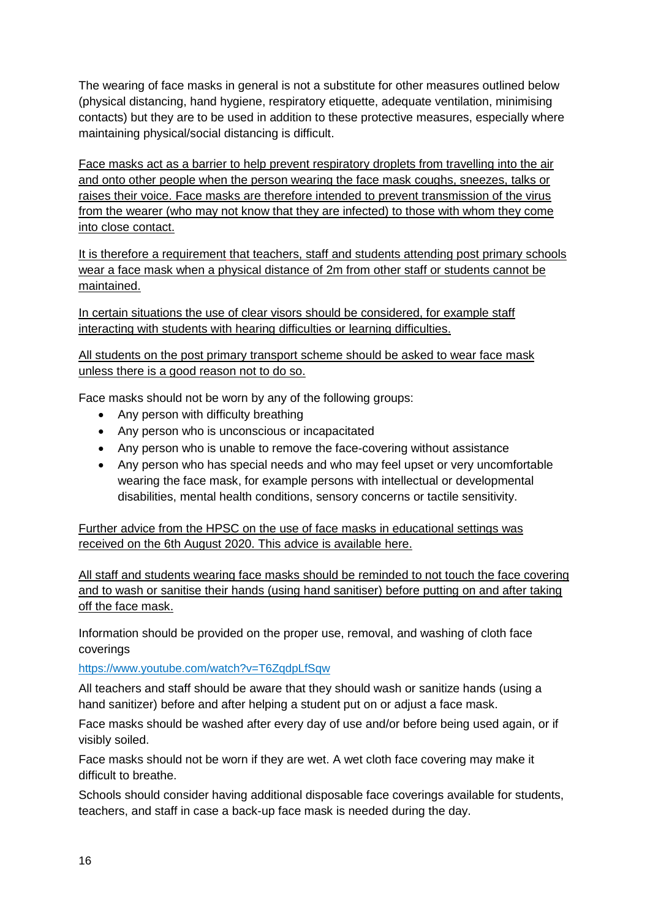The wearing of face masks in general is not a substitute for other measures outlined below (physical distancing, hand hygiene, respiratory etiquette, adequate ventilation, minimising contacts) but they are to be used in addition to these protective measures, especially where maintaining physical/social distancing is difficult.

<u>Face masks act as a barrier to help prevent respiratory droplets from travelling into the air and onto other people when the person wearing the face mask coughs, sneezes, talks or raises their voice. Face masks are therefore intended to prevent transmission of the virus from the wearer (who may not know that they are infected) to those with whom they come into close contact.</u>

<u>It is therefore a requirement that teachers, staff and students attending post primary schools wear a face mask when a physical distance of 2m from other staff or students cannot be maintained.</u>

<u>In certain situations the use of clear visors should be considered, for example staff interacting with students with hearing difficulties or learning difficulties.</u>

<u>All students on the post primary transport scheme should be asked to wear face mask unless there is a good reason not to do so.</u>

Face masks should not be worn by any of the following groups:

- Any person with difficulty breathing
- Any person who is unconscious or incapacitated
- Any person who is unable to remove the face-covering without assistance
- Any person who has special needs and who may feel upset or very uncomfortable wearing the face mask, for example persons with intellectual or developmental disabilities, mental health conditions, sensory concerns or tactile sensitivity.

<u>Further advice from the HPSC on the use of face masks in educational settings was received on the 6th August 2020. This advice is available here.</u>

<u>All staff and students wearing face masks should be reminded to not touch the face covering and to wash or sanitise their hands (using hand sanitiser) before putting on and after taking off the face mask.</u>

Information should be provided on the proper use, removal, and washing of cloth face coverings

https://www.youtube.com/watch?v=T6ZqdpLfSqw

All teachers and staff should be aware that they should wash or sanitize hands (using a hand sanitizer) before and after helping a student put on or adjust a face mask.

Face masks should be washed after every day of use and/or before being used again, or if visibly soiled.

Face masks should not be worn if they are wet. A wet cloth face covering may make it difficult to breathe.

Schools should consider having additional disposable face coverings available for students, teachers, and staff in case a back-up face mask is needed during the day.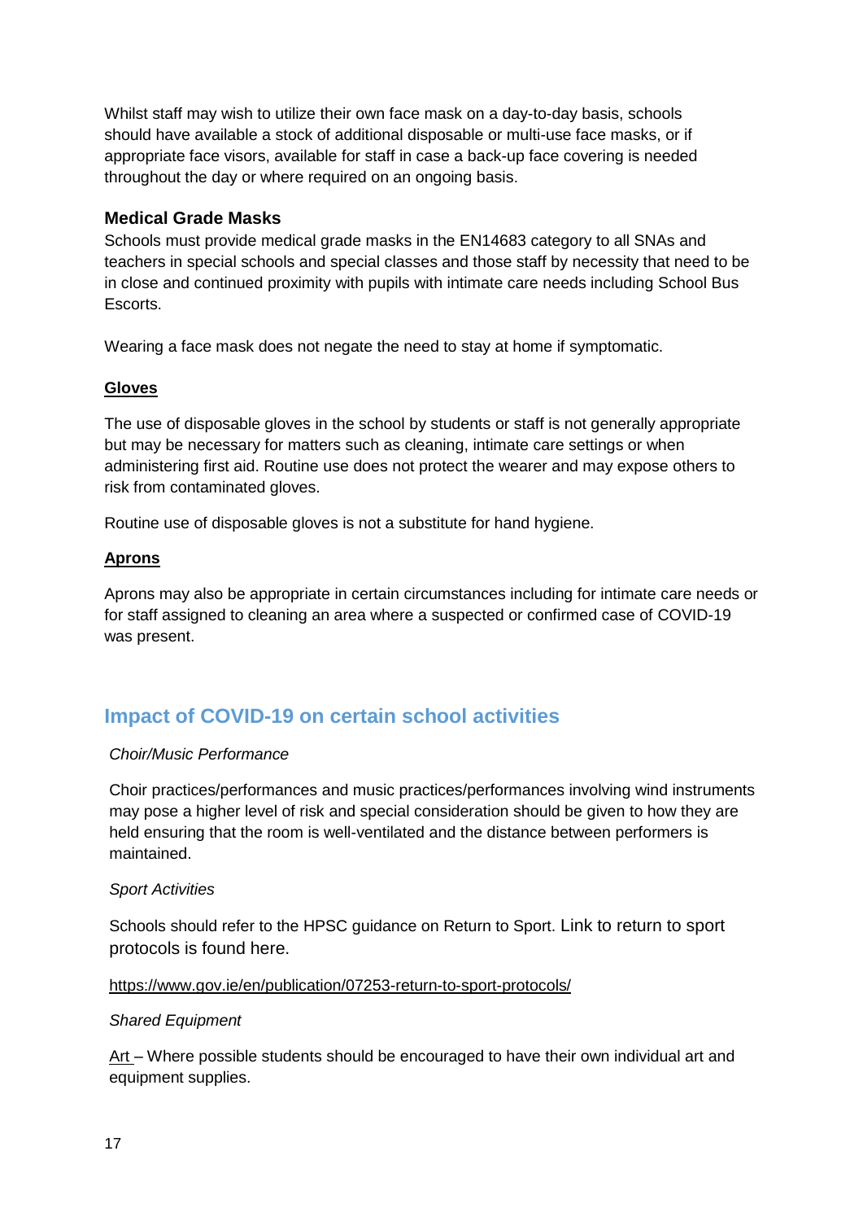Whilst staff may wish to utilize their own face mask on a day-to-day basis, schools should have available a stock of additional disposable or multi-use face masks, or if appropriate face visors, available for staff in case a back-up face covering is needed throughout the day or where required on an ongoing basis.

### Medical Grade Masks

Schools must provide medical grade masks in the EN14683 category to all SNAs and teachers in special schools and special classes and those staff by necessity that need to be in close and continued proximity with pupils with intimate care needs including School Bus Escorts.

Wearing a face mask does not negate the need to stay at home if symptomatic.

### Gloves

The use of disposable gloves in the school by students or staff is not generally appropriate but may be necessary for matters such as cleaning, intimate care settings or when administering first aid. Routine use does not protect the wearer and may expose others to risk from contaminated gloves.

Routine use of disposable gloves is not a substitute for hand hygiene.

### Aprons

Aprons may also be appropriate in certain circumstances including for intimate care needs or for staff assigned to cleaning an area where a suspected or confirmed case of COVID-19 was present.

## Impact of COVID-19 on certain school activities

*Choir/Music Performance*

Choir practices/performances and music practices/performances involving wind instruments may pose a higher level of risk and special consideration should be given to how they are held ensuring that the room is well-ventilated and the distance between performers is maintained.

*Sport Activities*

Schools should refer to the HPSC guidance on Return to Sport. Link to return to sport protocols is found here.

https://www.gov.ie/en/publication/07253-return-to-sport-protocols/

*Shared Equipment*

Art – Where possible students should be encouraged to have their own individual art and equipment supplies.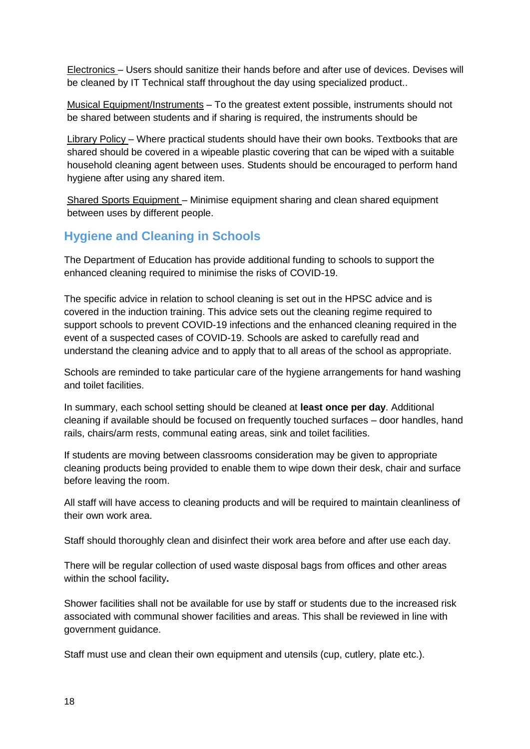Electronics – Users should sanitize their hands before and after use of devices. Devises will be cleaned by IT Technical staff throughout the day using specialized product..

Musical Equipment/Instruments – To the greatest extent possible, instruments should not be shared between students and if sharing is required, the instruments should be

Library Policy – Where practical students should have their own books. Textbooks that are shared should be covered in a wipeable plastic covering that can be wiped with a suitable household cleaning agent between uses. Students should be encouraged to perform hand hygiene after using any shared item.

Shared Sports Equipment – Minimise equipment sharing and clean shared equipment between uses by different people.

## Hygiene and Cleaning in Schools

The Department of Education has provide additional funding to schools to support the enhanced cleaning required to minimise the risks of COVID-19.

The specific advice in relation to school cleaning is set out in the HPSC advice and is covered in the induction training. This advice sets out the cleaning regime required to support schools to prevent COVID-19 infections and the enhanced cleaning required in the event of a suspected cases of COVID-19. Schools are asked to carefully read and understand the cleaning advice and to apply that to all areas of the school as appropriate.

Schools are reminded to take particular care of the hygiene arrangements for hand washing and toilet facilities.

In summary, each school setting should be cleaned at **least once per day**. Additional cleaning if available should be focused on frequently touched surfaces – door handles, hand rails, chairs/arm rests, communal eating areas, sink and toilet facilities.

If students are moving between classrooms consideration may be given to appropriate cleaning products being provided to enable them to wipe down their desk, chair and surface before leaving the room.

All staff will have access to cleaning products and will be required to maintain cleanliness of their own work area.

Staff should thoroughly clean and disinfect their work area before and after use each day.

There will be regular collection of used waste disposal bags from offices and other areas within the school facility**.**

Shower facilities shall not be available for use by staff or students due to the increased risk associated with communal shower facilities and areas. This shall be reviewed in line with government guidance.

Staff must use and clean their own equipment and utensils (cup, cutlery, plate etc.).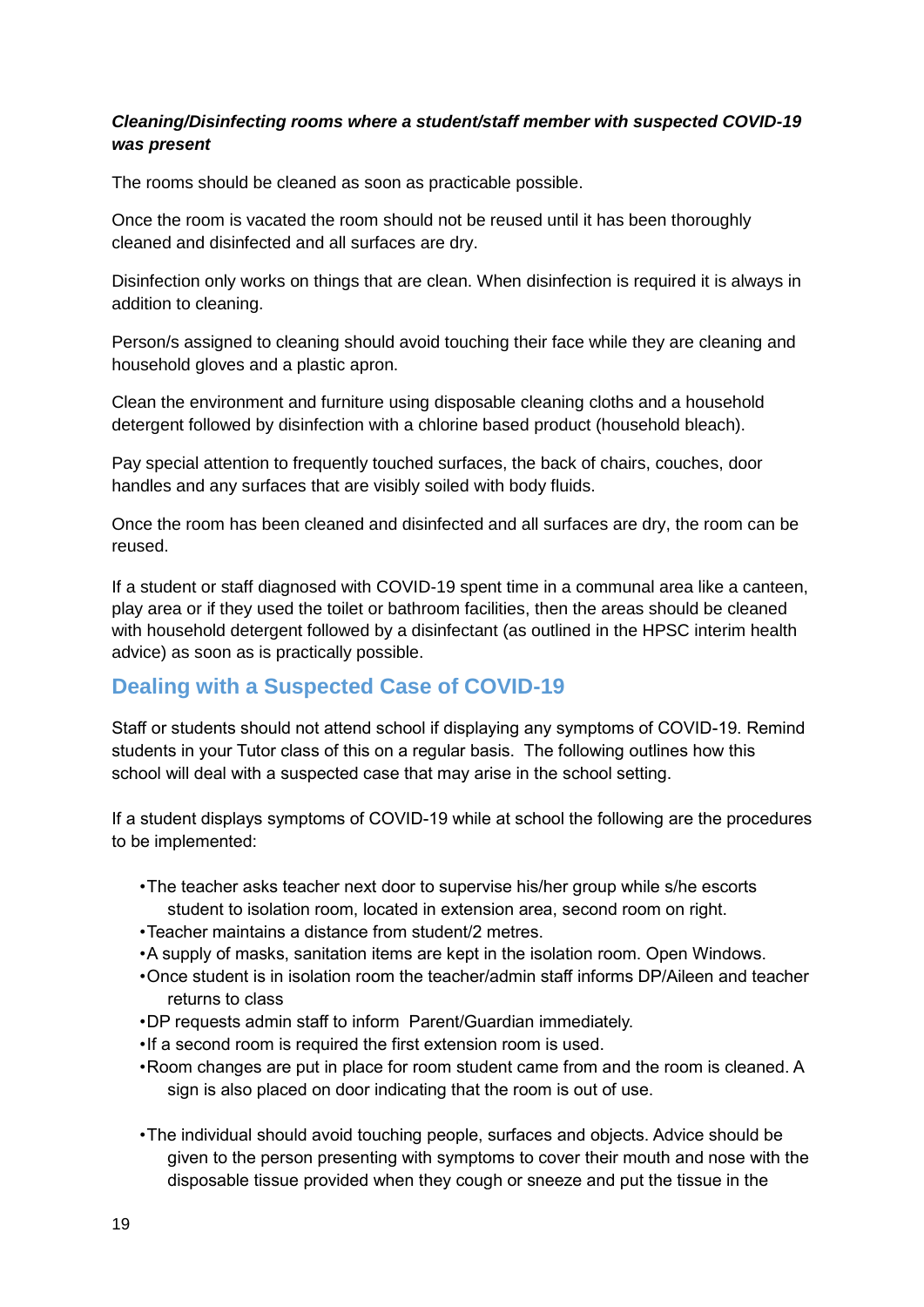***Cleaning/Disinfecting rooms where a student/staff member with suspected COVID-19 was present***

The rooms should be cleaned as soon as practicable possible.

Once the room is vacated the room should not be reused until it has been thoroughly cleaned and disinfected and all surfaces are dry.

Disinfection only works on things that are clean. When disinfection is required it is always in addition to cleaning.

Person/s assigned to cleaning should avoid touching their face while they are cleaning and household gloves and a plastic apron.

Clean the environment and furniture using disposable cleaning cloths and a household detergent followed by disinfection with a chlorine based product (household bleach).

Pay special attention to frequently touched surfaces, the back of chairs, couches, door handles and any surfaces that are visibly soiled with body fluids.

Once the room has been cleaned and disinfected and all surfaces are dry, the room can be reused.

If a student or staff diagnosed with COVID-19 spent time in a communal area like a canteen, play area or if they used the toilet or bathroom facilities, then the areas should be cleaned with household detergent followed by a disinfectant (as outlined in the HPSC interim health advice) as soon as is practically possible.

## Dealing with a Suspected Case of COVID-19

Staff or students should not attend school if displaying any symptoms of COVID-19. Remind students in your Tutor class of this on a regular basis. The following outlines how this school will deal with a suspected case that may arise in the school setting.

If a student displays symptoms of COVID-19 while at school the following are the procedures to be implemented:

- The teacher asks teacher next door to supervise his/her group while s/he escorts student to isolation room, located in extension area, second room on right.
- Teacher maintains a distance from student/2 metres.
- A supply of masks, sanitation items are kept in the isolation room. Open Windows.
- Once student is in isolation room the teacher/admin staff informs DP/Aileen and teacher returns to class
- DP requests admin staff to inform Parent/Guardian immediately.
- If a second room is required the first extension room is used.
- Room changes are put in place for room student came from and the room is cleaned. A sign is also placed on door indicating that the room is out of use.

- The individual should avoid touching people, surfaces and objects. Advice should be given to the person presenting with symptoms to cover their mouth and nose with the disposable tissue provided when they cough or sneeze and put the tissue in the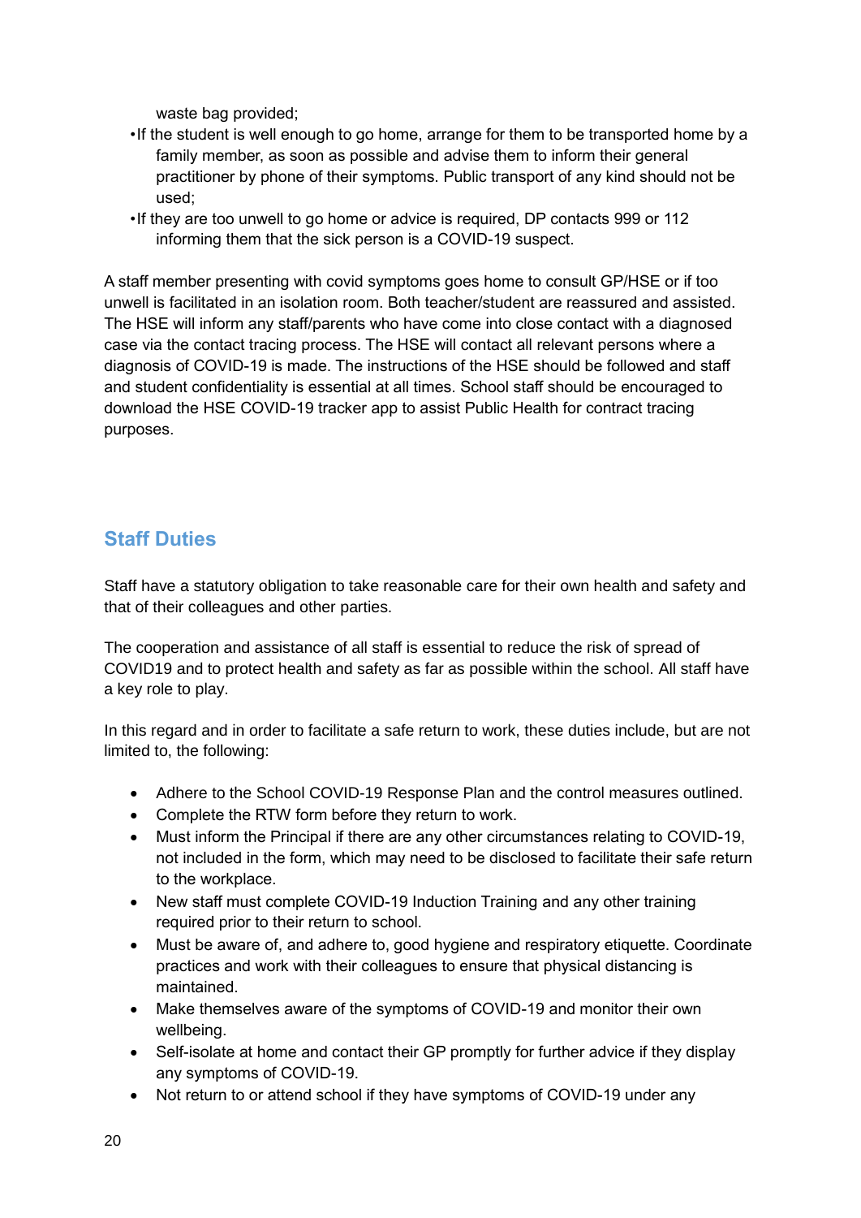waste bag provided;

- If the student is well enough to go home, arrange for them to be transported home by a family member, as soon as possible and advise them to inform their general practitioner by phone of their symptoms. Public transport of any kind should not be used;
- If they are too unwell to go home or advice is required, DP contacts 999 or 112 informing them that the sick person is a COVID-19 suspect.

A staff member presenting with covid symptoms goes home to consult GP/HSE or if too unwell is facilitated in an isolation room. Both teacher/student are reassured and assisted. The HSE will inform any staff/parents who have come into close contact with a diagnosed case via the contact tracing process. The HSE will contact all relevant persons where a diagnosis of COVID-19 is made. The instructions of the HSE should be followed and staff and student confidentiality is essential at all times. School staff should be encouraged to download the HSE COVID-19 tracker app to assist Public Health for contract tracing purposes.

## Staff Duties

Staff have a statutory obligation to take reasonable care for their own health and safety and that of their colleagues and other parties.

The cooperation and assistance of all staff is essential to reduce the risk of spread of COVID19 and to protect health and safety as far as possible within the school. All staff have a key role to play.

In this regard and in order to facilitate a safe return to work, these duties include, but are not limited to, the following:

- Adhere to the School COVID-19 Response Plan and the control measures outlined.
- Complete the RTW form before they return to work.
- Must inform the Principal if there are any other circumstances relating to COVID-19, not included in the form, which may need to be disclosed to facilitate their safe return to the workplace.
- New staff must complete COVID-19 Induction Training and any other training required prior to their return to school.
- Must be aware of, and adhere to, good hygiene and respiratory etiquette. Coordinate practices and work with their colleagues to ensure that physical distancing is maintained.
- Make themselves aware of the symptoms of COVID-19 and monitor their own wellbeing.
- Self-isolate at home and contact their GP promptly for further advice if they display any symptoms of COVID-19.
- Not return to or attend school if they have symptoms of COVID-19 under any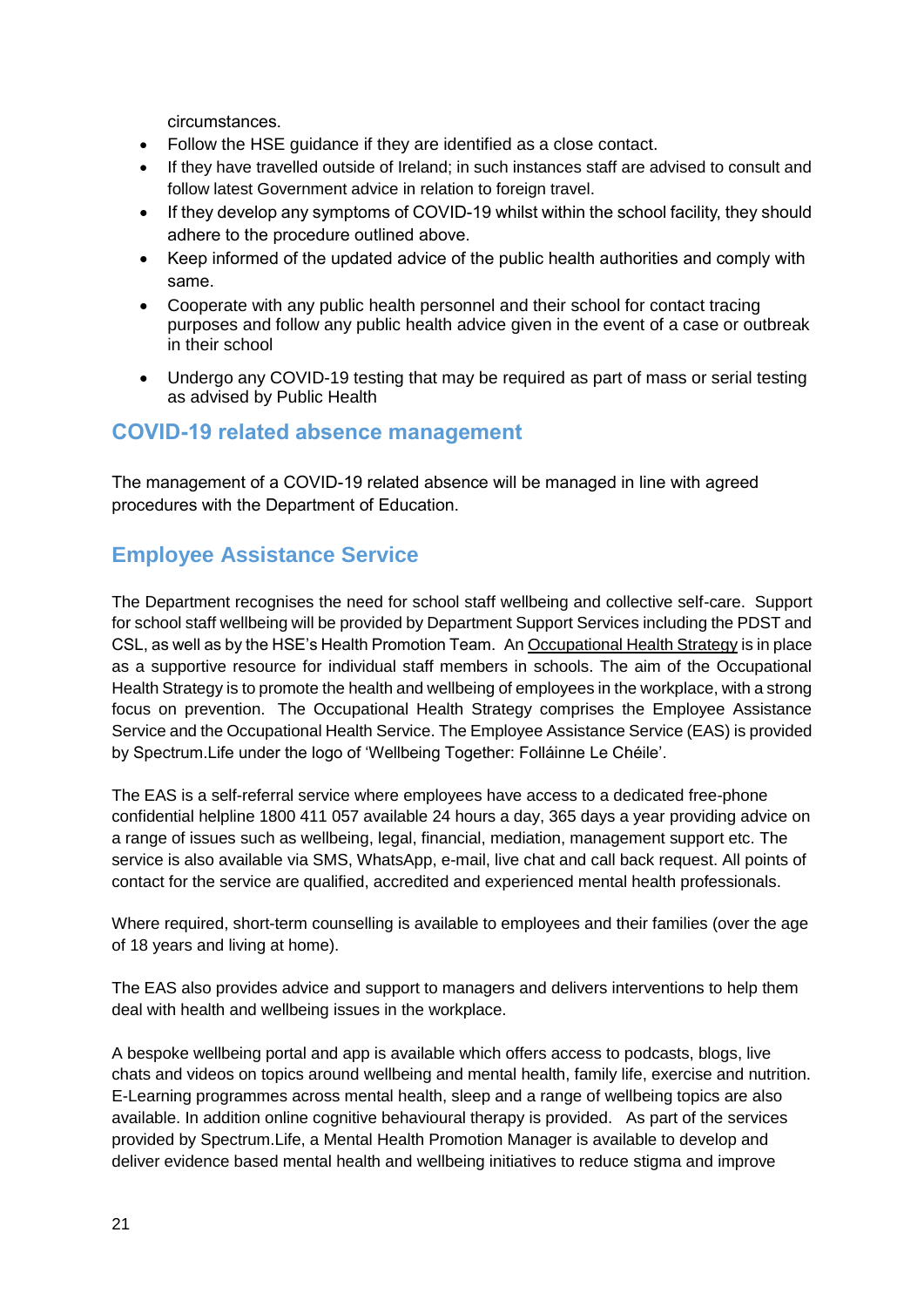circumstances.

- Follow the HSE guidance if they are identified as a close contact.
- If they have travelled outside of Ireland; in such instances staff are advised to consult and follow latest Government advice in relation to foreign travel.
- If they develop any symptoms of COVID-19 whilst within the school facility, they should adhere to the procedure outlined above.
- Keep informed of the updated advice of the public health authorities and comply with same.
- Cooperate with any public health personnel and their school for contact tracing purposes and follow any public health advice given in the event of a case or outbreak in their school
- Undergo any COVID-19 testing that may be required as part of mass or serial testing as advised by Public Health

## COVID-19 related absence management

The management of a COVID-19 related absence will be managed in line with agreed procedures with the Department of Education.

## Employee Assistance Service

The Department recognises the need for school staff wellbeing and collective self-care. Support for school staff wellbeing will be provided by Department Support Services including the PDST and CSL, as well as by the HSE's Health Promotion Team. An Occupational Health Strategy is in place as a supportive resource for individual staff members in schools. The aim of the Occupational Health Strategy is to promote the health and wellbeing of employees in the workplace, with a strong focus on prevention. The Occupational Health Strategy comprises the Employee Assistance Service and the Occupational Health Service. The Employee Assistance Service (EAS) is provided by Spectrum.Life under the logo of 'Wellbeing Together: Folláinne Le Chéile'.

The EAS is a self-referral service where employees have access to a dedicated free-phone confidential helpline 1800 411 057 available 24 hours a day, 365 days a year providing advice on a range of issues such as wellbeing, legal, financial, mediation, management support etc. The service is also available via SMS, WhatsApp, e-mail, live chat and call back request. All points of contact for the service are qualified, accredited and experienced mental health professionals.

Where required, short-term counselling is available to employees and their families (over the age of 18 years and living at home).

The EAS also provides advice and support to managers and delivers interventions to help them deal with health and wellbeing issues in the workplace.

A bespoke wellbeing portal and app is available which offers access to podcasts, blogs, live chats and videos on topics around wellbeing and mental health, family life, exercise and nutrition. E-Learning programmes across mental health, sleep and a range of wellbeing topics are also available. In addition online cognitive behavioural therapy is provided. As part of the services provided by Spectrum.Life, a Mental Health Promotion Manager is available to develop and deliver evidence based mental health and wellbeing initiatives to reduce stigma and improve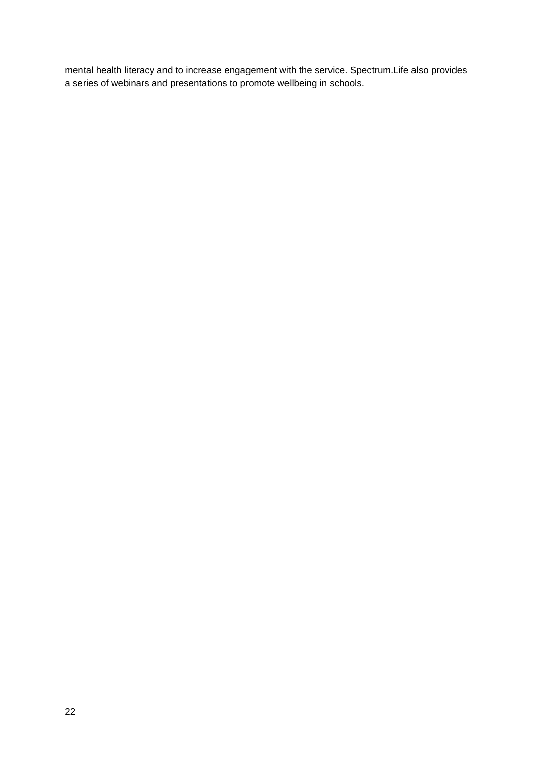mental health literacy and to increase engagement with the service. Spectrum.Life also provides a series of webinars and presentations to promote wellbeing in schools.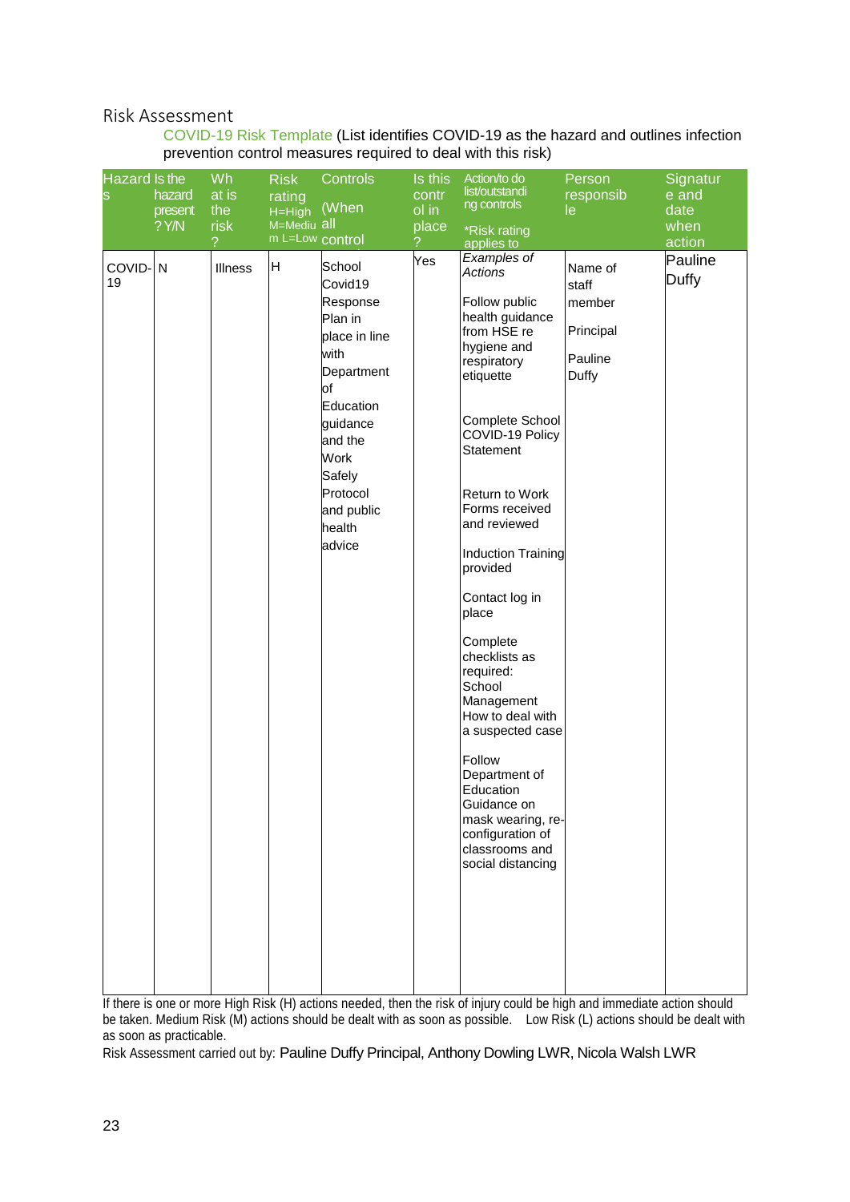Risk Assessment

COVID-19 Risk Template (List identifies COVID-19 as the hazard and outlines infection prevention control measures required to deal with this risk)

| Hazards | Is the hazard present ? Y/N | What is the risk ? | Risk rating H=High M=Medium L=Low | Controls (When all control | Is this control in place ? | Action/to do list/outstanding controls *Risk rating applies to | Person responsible | Signature and date when action |
|---|---|---|---|---|---|---|---|---|
| COVID-19 | N | Illness | H | School Covid19 Response Plan in place in line with Department of Education guidance and the Work Safely Protocol and public health advice | Yes | *Examples of Actions*<br><br>Follow public health guidance from HSE re hygiene and respiratory etiquette<br><br>Complete School COVID-19 Policy Statement<br><br>Return to Work Forms received and reviewed<br><br>Induction Training provided<br><br>Contact log in place<br><br>Complete checklists as required: School Management How to deal with a suspected case<br><br>Follow Department of Education Guidance on mask wearing, re-configuration of classrooms and social distancing | Name of staff member<br><br>Principal<br><br>Pauline Duffy | Pauline Duffy |

If there is one or more High Risk (H) actions needed, then the risk of injury could be high and immediate action should be taken. Medium Risk (M) actions should be dealt with as soon as possible. Low Risk (L) actions should be dealt with as soon as practicable.

Risk Assessment carried out by: Pauline Duffy Principal, Anthony Dowling LWR, Nicola Walsh LWR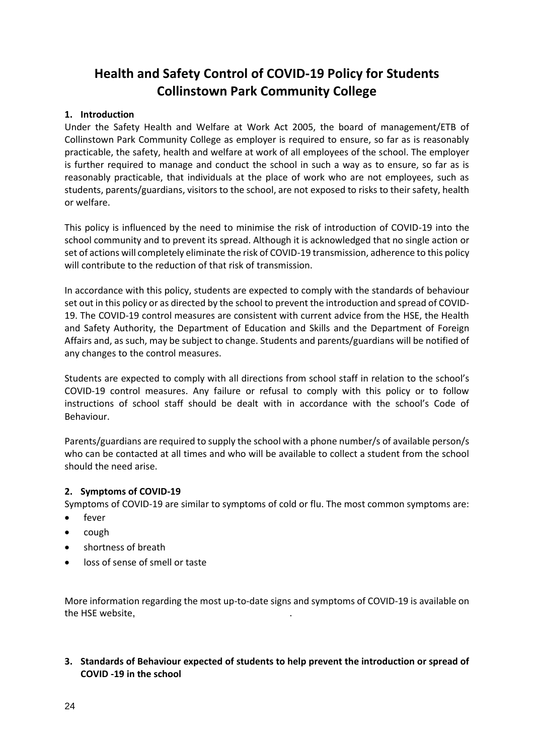# Health and Safety Control of COVID-19 Policy for Students
# Collinstown Park Community College

## 1. Introduction

Under the Safety Health and Welfare at Work Act 2005, the board of management/ETB of Collinstown Park Community College as employer is required to ensure, so far as is reasonably practicable, the safety, health and welfare at work of all employees of the school. The employer is further required to manage and conduct the school in such a way as to ensure, so far as is reasonably practicable, that individuals at the place of work who are not employees, such as students, parents/guardians, visitors to the school, are not exposed to risks to their safety, health or welfare.

This policy is influenced by the need to minimise the risk of introduction of COVID-19 into the school community and to prevent its spread. Although it is acknowledged that no single action or set of actions will completely eliminate the risk of COVID-19 transmission, adherence to this policy will contribute to the reduction of that risk of transmission.

In accordance with this policy, students are expected to comply with the standards of behaviour set out in this policy or as directed by the school to prevent the introduction and spread of COVID-19. The COVID-19 control measures are consistent with current advice from the HSE, the Health and Safety Authority, the Department of Education and Skills and the Department of Foreign Affairs and, as such, may be subject to change. Students and parents/guardians will be notified of any changes to the control measures.

Students are expected to comply with all directions from school staff in relation to the school's COVID-19 control measures. Any failure or refusal to comply with this policy or to follow instructions of school staff should be dealt with in accordance with the school's Code of Behaviour.

Parents/guardians are required to supply the school with a phone number/s of available person/s who can be contacted at all times and who will be available to collect a student from the school should the need arise.

## 2. Symptoms of COVID-19

Symptoms of COVID-19 are similar to symptoms of cold or flu. The most common symptoms are:

- fever
- cough
- shortness of breath
- loss of sense of smell or taste

More information regarding the most up-to-date signs and symptoms of COVID-19 is available on the HSE website, .

## 3. Standards of Behaviour expected of students to help prevent the introduction or spread of COVID -19 in the school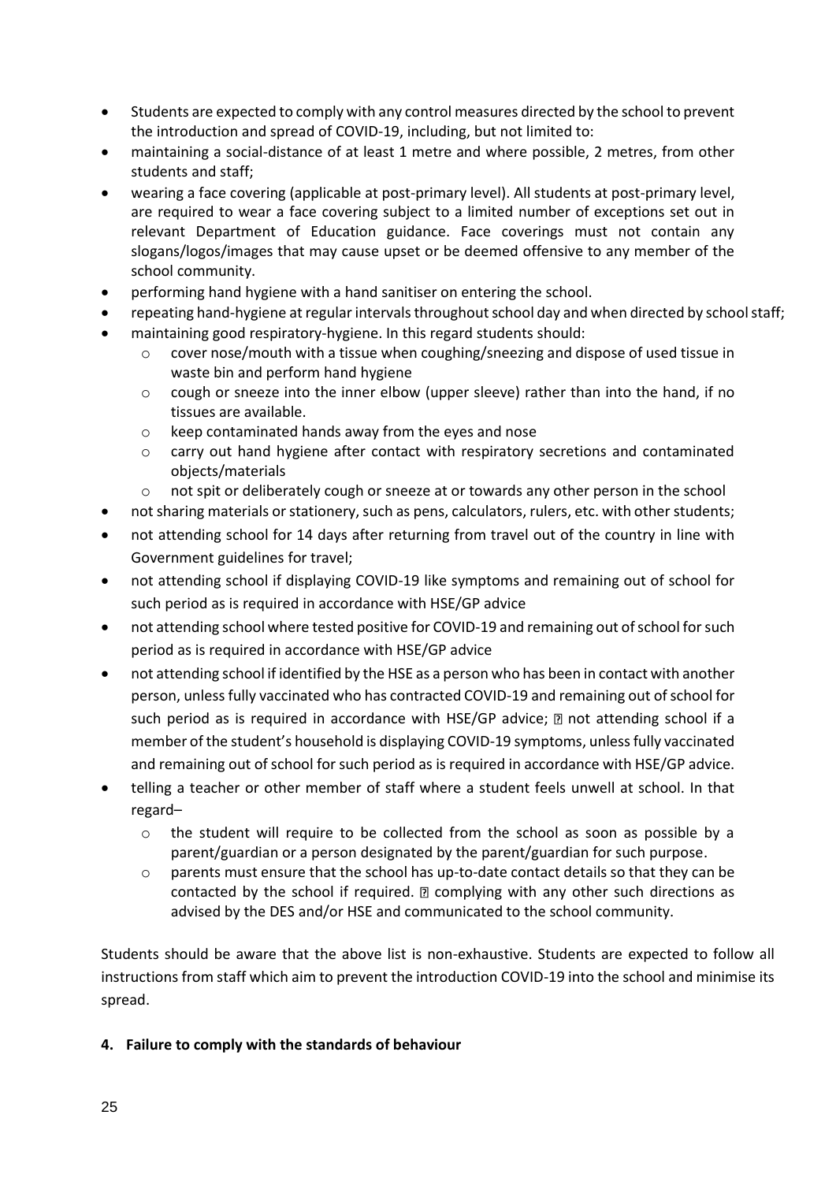- Students are expected to comply with any control measures directed by the school to prevent the introduction and spread of COVID-19, including, but not limited to:
- maintaining a social-distance of at least 1 metre and where possible, 2 metres, from other students and staff;
- wearing a face covering (applicable at post-primary level). All students at post-primary level, are required to wear a face covering subject to a limited number of exceptions set out in relevant Department of Education guidance. Face coverings must not contain any slogans/logos/images that may cause upset or be deemed offensive to any member of the school community.
- performing hand hygiene with a hand sanitiser on entering the school.
- repeating hand-hygiene at regular intervals throughout school day and when directed by school staff;
- maintaining good respiratory-hygiene. In this regard students should:
  - cover nose/mouth with a tissue when coughing/sneezing and dispose of used tissue in waste bin and perform hand hygiene
  - cough or sneeze into the inner elbow (upper sleeve) rather than into the hand, if no tissues are available.
  - keep contaminated hands away from the eyes and nose
  - carry out hand hygiene after contact with respiratory secretions and contaminated objects/materials
  - not spit or deliberately cough or sneeze at or towards any other person in the school
- not sharing materials or stationery, such as pens, calculators, rulers, etc. with other students;
- not attending school for 14 days after returning from travel out of the country in line with Government guidelines for travel;
- not attending school if displaying COVID-19 like symptoms and remaining out of school for such period as is required in accordance with HSE/GP advice
- not attending school where tested positive for COVID-19 and remaining out of school for such period as is required in accordance with HSE/GP advice
- not attending school if identified by the HSE as a person who has been in contact with another person, unless fully vaccinated who has contracted COVID-19 and remaining out of school for such period as is required in accordance with HSE/GP advice;  not attending school if a member of the student's household is displaying COVID-19 symptoms, unless fully vaccinated and remaining out of school for such period as is required in accordance with HSE/GP advice.
- telling a teacher or other member of staff where a student feels unwell at school. In that regard–
  - the student will require to be collected from the school as soon as possible by a parent/guardian or a person designated by the parent/guardian for such purpose.
  - parents must ensure that the school has up-to-date contact details so that they can be contacted by the school if required.  complying with any other such directions as advised by the DES and/or HSE and communicated to the school community.

Students should be aware that the above list is non-exhaustive. Students are expected to follow all instructions from staff which aim to prevent the introduction COVID-19 into the school and minimise its spread.

## 4. Failure to comply with the standards of behaviour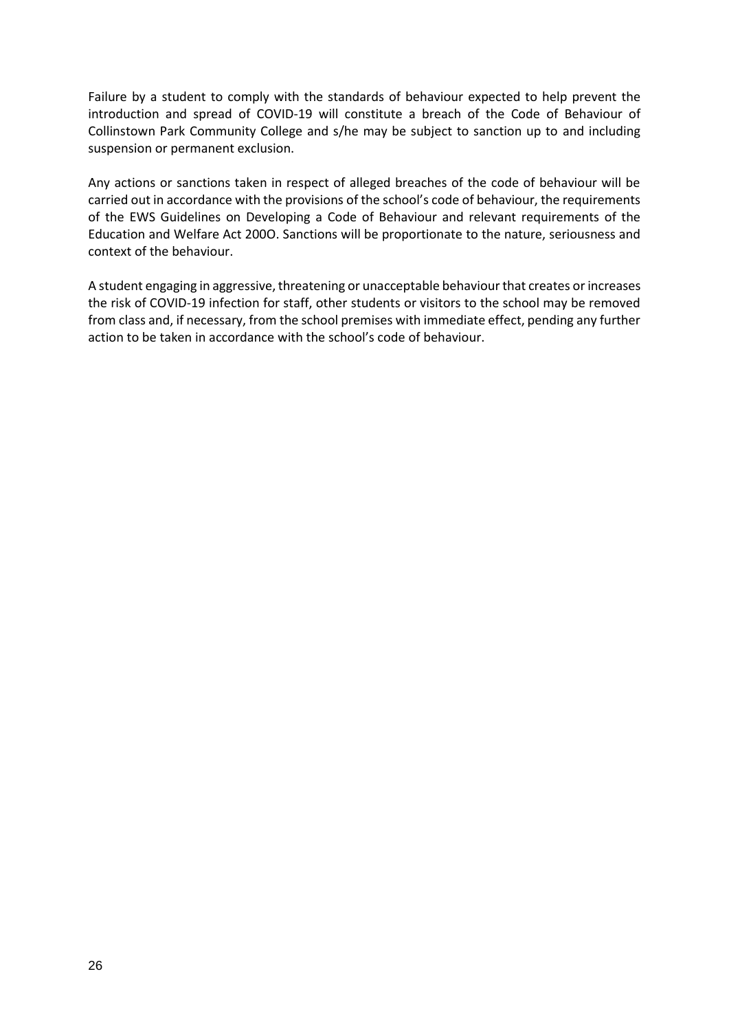Failure by a student to comply with the standards of behaviour expected to help prevent the introduction and spread of COVID-19 will constitute a breach of the Code of Behaviour of Collinstown Park Community College and s/he may be subject to sanction up to and including suspension or permanent exclusion.

Any actions or sanctions taken in respect of alleged breaches of the code of behaviour will be carried out in accordance with the provisions of the school's code of behaviour, the requirements of the EWS Guidelines on Developing a Code of Behaviour and relevant requirements of the Education and Welfare Act 200O. Sanctions will be proportionate to the nature, seriousness and context of the behaviour.

A student engaging in aggressive, threatening or unacceptable behaviour that creates or increases the risk of COVID-19 infection for staff, other students or visitors to the school may be removed from class and, if necessary, from the school premises with immediate effect, pending any further action to be taken in accordance with the school's code of behaviour.